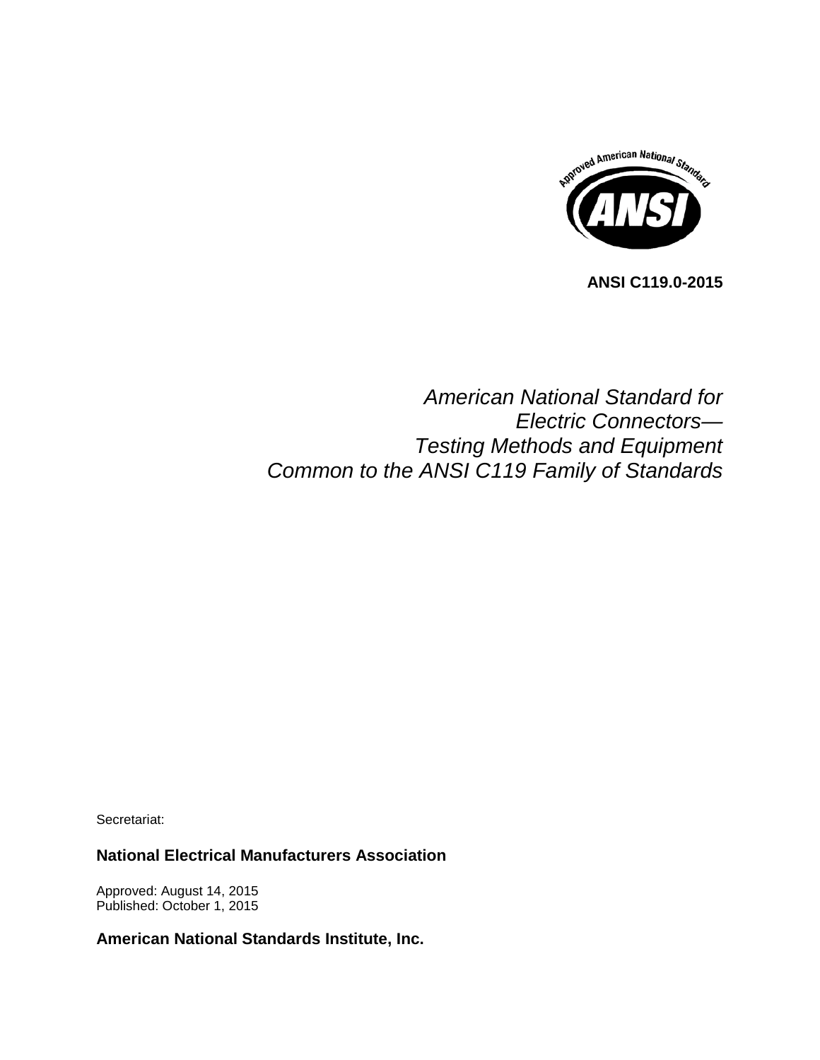**ANSI C119.0-2015**

# *American National Standard for Electric Connectors— Testing Methods and Equipment Common to the ANSI C119 Family of Standards*

Secretariat:

**National Electrical Manufacturers Association**

Approved: August 14, 2015
Published: October 1, 2015

**American National Standards Institute, Inc.**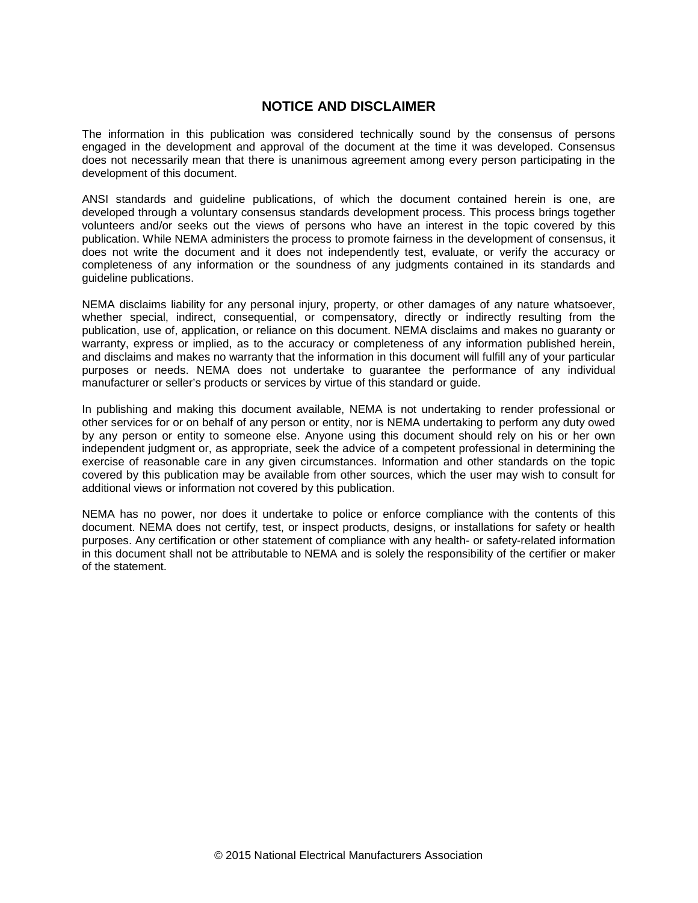# NOTICE AND DISCLAIMER

The information in this publication was considered technically sound by the consensus of persons engaged in the development and approval of the document at the time it was developed. Consensus does not necessarily mean that there is unanimous agreement among every person participating in the development of this document.

ANSI standards and guideline publications, of which the document contained herein is one, are developed through a voluntary consensus standards development process. This process brings together volunteers and/or seeks out the views of persons who have an interest in the topic covered by this publication. While NEMA administers the process to promote fairness in the development of consensus, it does not write the document and it does not independently test, evaluate, or verify the accuracy or completeness of any information or the soundness of any judgments contained in its standards and guideline publications.

NEMA disclaims liability for any personal injury, property, or other damages of any nature whatsoever, whether special, indirect, consequential, or compensatory, directly or indirectly resulting from the publication, use of, application, or reliance on this document. NEMA disclaims and makes no guaranty or warranty, express or implied, as to the accuracy or completeness of any information published herein, and disclaims and makes no warranty that the information in this document will fulfill any of your particular purposes or needs. NEMA does not undertake to guarantee the performance of any individual manufacturer or seller's products or services by virtue of this standard or guide.

In publishing and making this document available, NEMA is not undertaking to render professional or other services for or on behalf of any person or entity, nor is NEMA undertaking to perform any duty owed by any person or entity to someone else. Anyone using this document should rely on his or her own independent judgment or, as appropriate, seek the advice of a competent professional in determining the exercise of reasonable care in any given circumstances. Information and other standards on the topic covered by this publication may be available from other sources, which the user may wish to consult for additional views or information not covered by this publication.

NEMA has no power, nor does it undertake to police or enforce compliance with the contents of this document. NEMA does not certify, test, or inspect products, designs, or installations for safety or health purposes. Any certification or other statement of compliance with any health- or safety-related information in this document shall not be attributable to NEMA and is solely the responsibility of the certifier or maker of the statement.

© 2015 National Electrical Manufacturers Association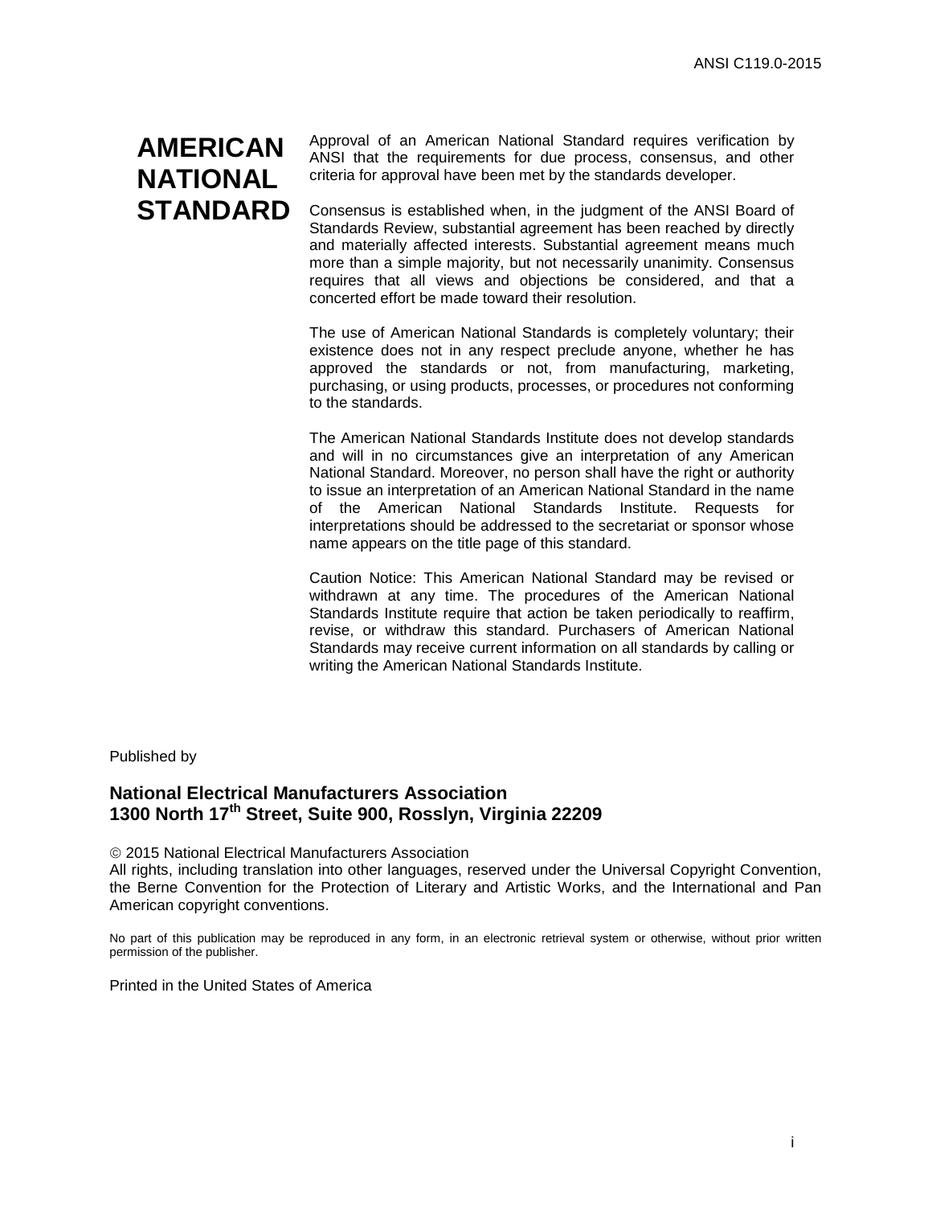# AMERICAN NATIONAL STANDARD

Approval of an American National Standard requires verification by ANSI that the requirements for due process, consensus, and other criteria for approval have been met by the standards developer.

Consensus is established when, in the judgment of the ANSI Board of Standards Review, substantial agreement has been reached by directly and materially affected interests. Substantial agreement means much more than a simple majority, but not necessarily unanimity. Consensus requires that all views and objections be considered, and that a concerted effort be made toward their resolution.

The use of American National Standards is completely voluntary; their existence does not in any respect preclude anyone, whether he has approved the standards or not, from manufacturing, marketing, purchasing, or using products, processes, or procedures not conforming to the standards.

The American National Standards Institute does not develop standards and will in no circumstances give an interpretation of any American National Standard. Moreover, no person shall have the right or authority to issue an interpretation of an American National Standard in the name of the American National Standards Institute. Requests for interpretations should be addressed to the secretariat or sponsor whose name appears on the title page of this standard.

Caution Notice: This American National Standard may be revised or withdrawn at any time. The procedures of the American National Standards Institute require that action be taken periodically to reaffirm, revise, or withdraw this standard. Purchasers of American National Standards may receive current information on all standards by calling or writing the American National Standards Institute.

Published by

**National Electrical Manufacturers Association**
**1300 North 17th Street, Suite 900, Rosslyn, Virginia 22209**

© 2015 National Electrical Manufacturers Association
All rights, including translation into other languages, reserved under the Universal Copyright Convention, the Berne Convention for the Protection of Literary and Artistic Works, and the International and Pan American copyright conventions.

No part of this publication may be reproduced in any form, in an electronic retrieval system or otherwise, without prior written permission of the publisher.

Printed in the United States of America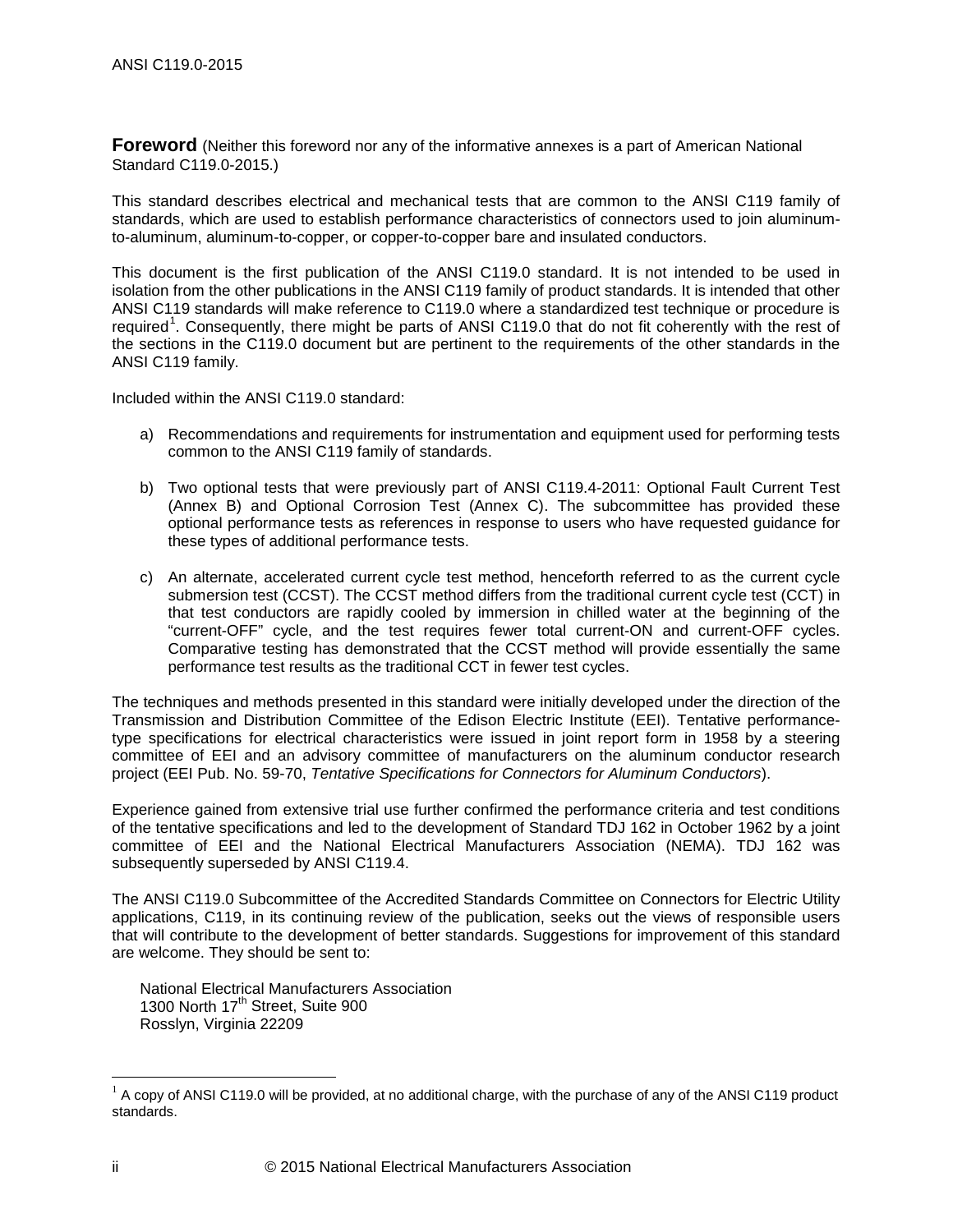**Foreword** (Neither this foreword nor any of the informative annexes is a part of American National Standard C119.0-2015.)

This standard describes electrical and mechanical tests that are common to the ANSI C119 family of standards, which are used to establish performance characteristics of connectors used to join aluminum-to-aluminum, aluminum-to-copper, or copper-to-copper bare and insulated conductors.

This document is the first publication of the ANSI C119.0 standard. It is not intended to be used in isolation from the other publications in the ANSI C119 family of product standards. It is intended that other ANSI C119 standards will make reference to C119.0 where a standardized test technique or procedure is required[1]. Consequently, there might be parts of ANSI C119.0 that do not fit coherently with the rest of the sections in the C119.0 document but are pertinent to the requirements of the other standards in the ANSI C119 family.

Included within the ANSI C119.0 standard:

a) Recommendations and requirements for instrumentation and equipment used for performing tests common to the ANSI C119 family of standards.

b) Two optional tests that were previously part of ANSI C119.4-2011: Optional Fault Current Test (Annex B) and Optional Corrosion Test (Annex C). The subcommittee has provided these optional performance tests as references in response to users who have requested guidance for these types of additional performance tests.

c) An alternate, accelerated current cycle test method, henceforth referred to as the current cycle submersion test (CCST). The CCST method differs from the traditional current cycle test (CCT) in that test conductors are rapidly cooled by immersion in chilled water at the beginning of the "current-OFF" cycle, and the test requires fewer total current-ON and current-OFF cycles. Comparative testing has demonstrated that the CCST method will provide essentially the same performance test results as the traditional CCT in fewer test cycles.

The techniques and methods presented in this standard were initially developed under the direction of the Transmission and Distribution Committee of the Edison Electric Institute (EEI). Tentative performance-type specifications for electrical characteristics were issued in joint report form in 1958 by a steering committee of EEI and an advisory committee of manufacturers on the aluminum conductor research project (EEI Pub. No. 59-70, *Tentative Specifications for Connectors for Aluminum Conductors*).

Experience gained from extensive trial use further confirmed the performance criteria and test conditions of the tentative specifications and led to the development of Standard TDJ 162 in October 1962 by a joint committee of EEI and the National Electrical Manufacturers Association (NEMA). TDJ 162 was subsequently superseded by ANSI C119.4.

The ANSI C119.0 Subcommittee of the Accredited Standards Committee on Connectors for Electric Utility applications, C119, in its continuing review of the publication, seeks out the views of responsible users that will contribute to the development of better standards. Suggestions for improvement of this standard are welcome. They should be sent to:

National Electrical Manufacturers Association
1300 North 17th Street, Suite 900
Rosslyn, Virginia 22209

---

[1] A copy of ANSI C119.0 will be provided, at no additional charge, with the purchase of any of the ANSI C119 product standards.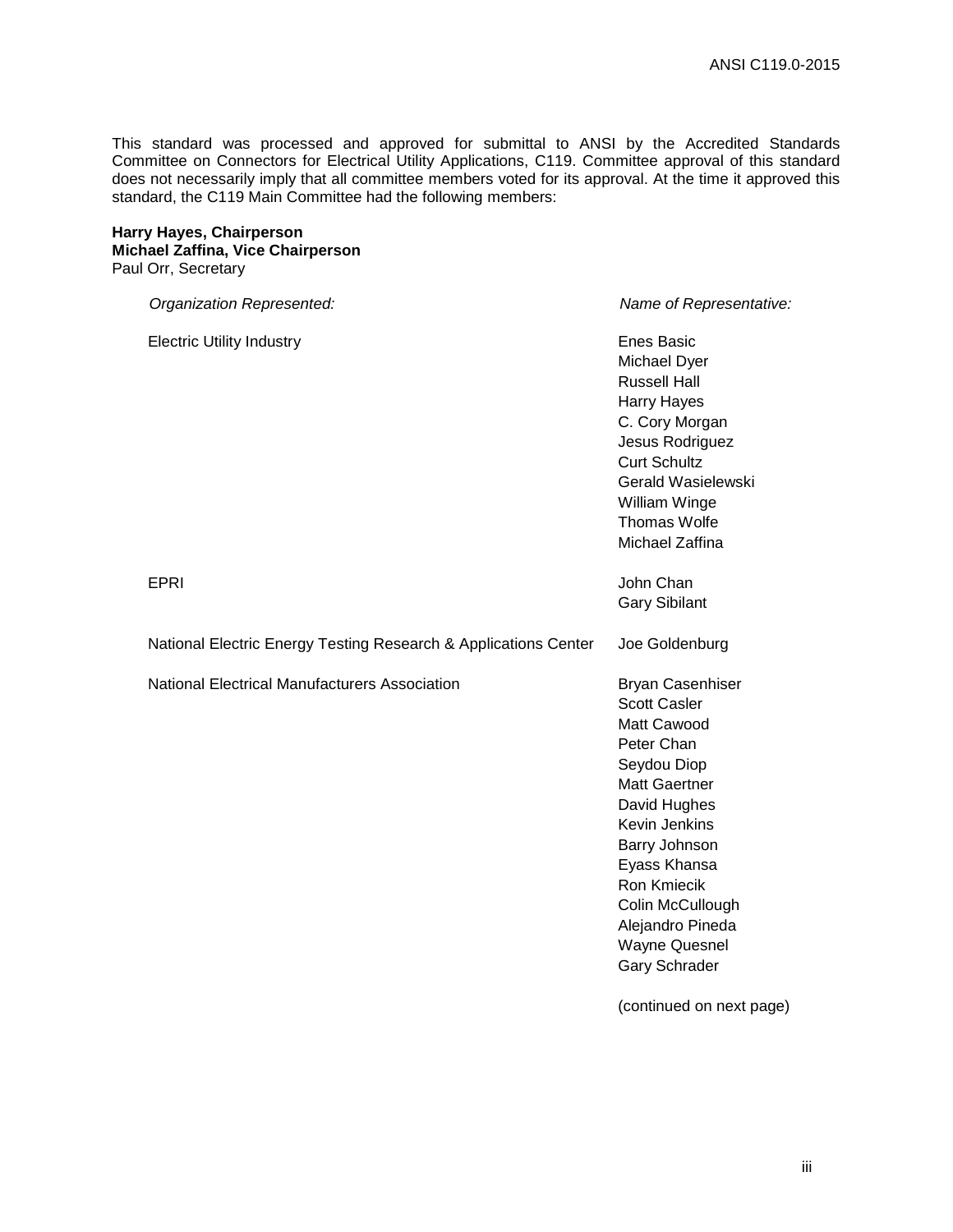This standard was processed and approved for submittal to ANSI by the Accredited Standards Committee on Connectors for Electrical Utility Applications, C119. Committee approval of this standard does not necessarily imply that all committee members voted for its approval. At the time it approved this standard, the C119 Main Committee had the following members:

**Harry Hayes, Chairperson**
**Michael Zaffina, Vice Chairperson**
Paul Orr, Secretary

| *Organization Represented:* | *Name of Representative:* |
|---|---|
| Electric Utility Industry | Enes Basic |
| | Michael Dyer |
| | Russell Hall |
| | Harry Hayes |
| | C. Cory Morgan |
| | Jesus Rodriguez |
| | Curt Schultz |
| | Gerald Wasielewski |
| | William Winge |
| | Thomas Wolfe |
| | Michael Zaffina |
| EPRI | John Chan |
| | Gary Sibilant |
| National Electric Energy Testing Research & Applications Center | Joe Goldenburg |
| National Electrical Manufacturers Association | Bryan Casenhiser |
| | Scott Casler |
| | Matt Cawood |
| | Peter Chan |
| | Seydou Diop |
| | Matt Gaertner |
| | David Hughes |
| | Kevin Jenkins |
| | Barry Johnson |
| | Eyass Khansa |
| | Ron Kmiecik |
| | Colin McCullough |
| | Alejandro Pineda |
| | Wayne Quesnel |
| | Gary Schrader |

(continued on next page)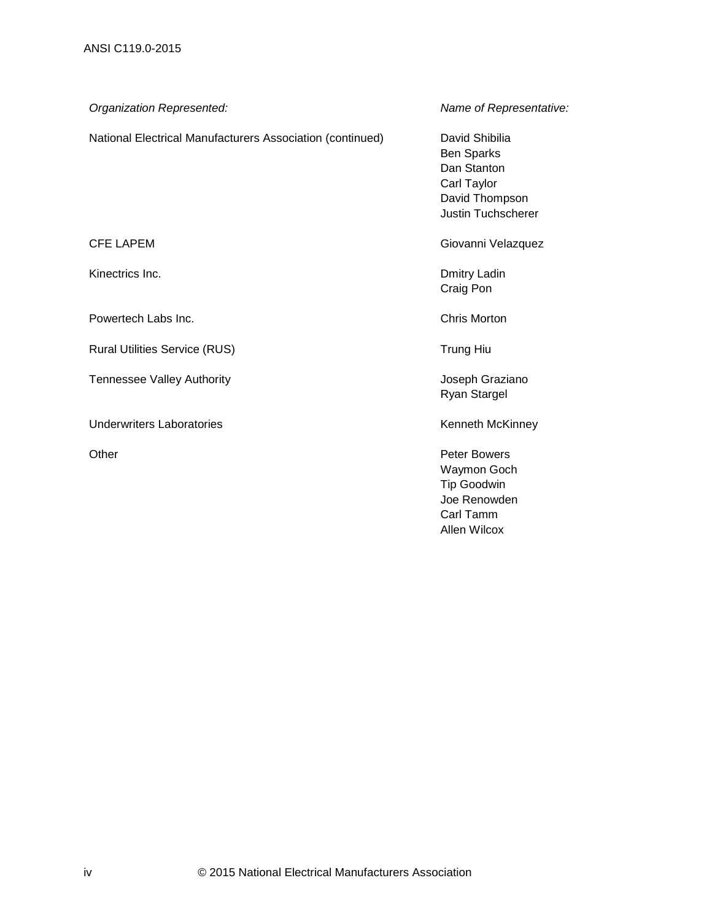| *Organization Represented:* | *Name of Representative:* |
| --- | --- |
| National Electrical Manufacturers Association (continued) | David Shibilia<br>Ben Sparks<br>Dan Stanton<br>Carl Taylor<br>David Thompson<br>Justin Tuchscherer |
| CFE LAPEM | Giovanni Velazquez |
| Kinectrics Inc. | Dmitry Ladin<br>Craig Pon |
| Powertech Labs Inc. | Chris Morton |
| Rural Utilities Service (RUS) | Trung Hiu |
| Tennessee Valley Authority | Joseph Graziano<br>Ryan Stargel |
| Underwriters Laboratories | Kenneth McKinney |
| Other | Peter Bowers<br>Waymon Goch<br>Tip Goodwin<br>Joe Renowden<br>Carl Tamm<br>Allen Wilcox |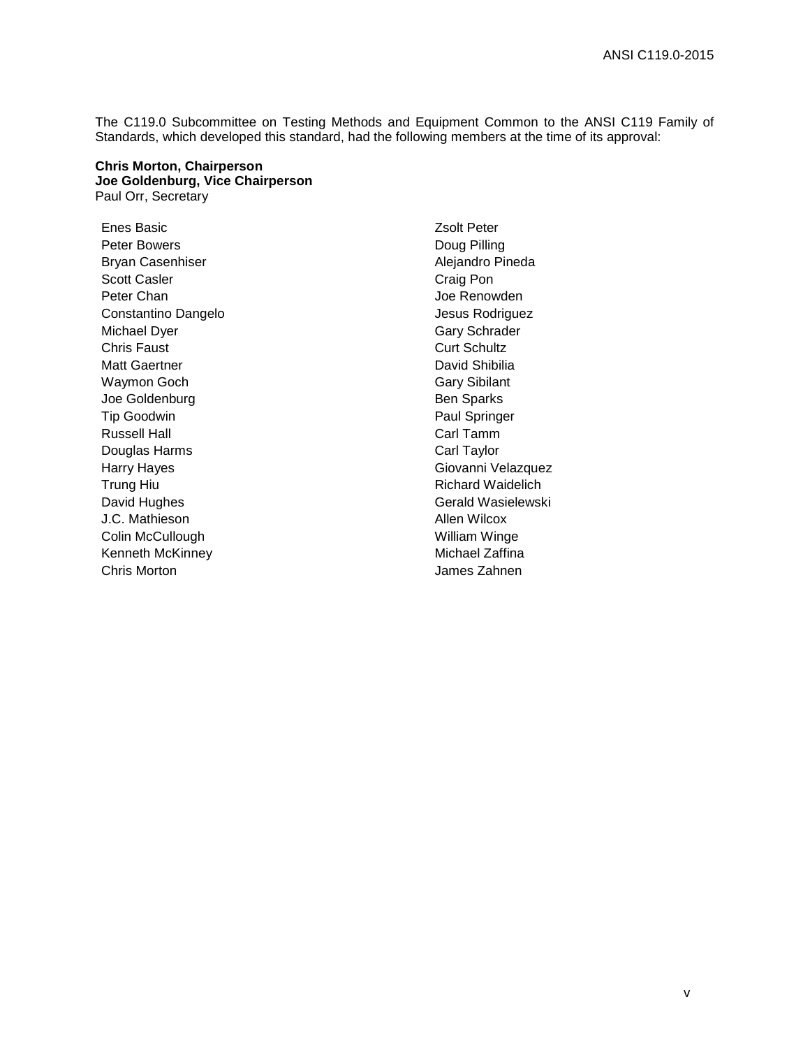The C119.0 Subcommittee on Testing Methods and Equipment Common to the ANSI C119 Family of Standards, which developed this standard, had the following members at the time of its approval:

**Chris Morton, Chairperson**
**Joe Goldenburg, Vice Chairperson**
Paul Orr, Secretary

Enes Basic
Peter Bowers
Bryan Casenhiser
Scott Casler
Peter Chan
Constantino Dangelo
Michael Dyer
Chris Faust
Matt Gaertner
Waymon Goch
Joe Goldenburg
Tip Goodwin
Russell Hall
Douglas Harms
Harry Hayes
Trung Hiu
David Hughes
J.C. Mathieson
Colin McCullough
Kenneth McKinney
Chris Morton
Zsolt Peter
Doug Pilling
Alejandro Pineda
Craig Pon
Joe Renowden
Jesus Rodriguez
Gary Schrader
Curt Schultz
David Shibilia
Gary Sibilant
Ben Sparks
Paul Springer
Carl Tamm
Carl Taylor
Giovanni Velazquez
Richard Waidelich
Gerald Wasielewski
Allen Wilcox
William Winge
Michael Zaffina
James Zahnen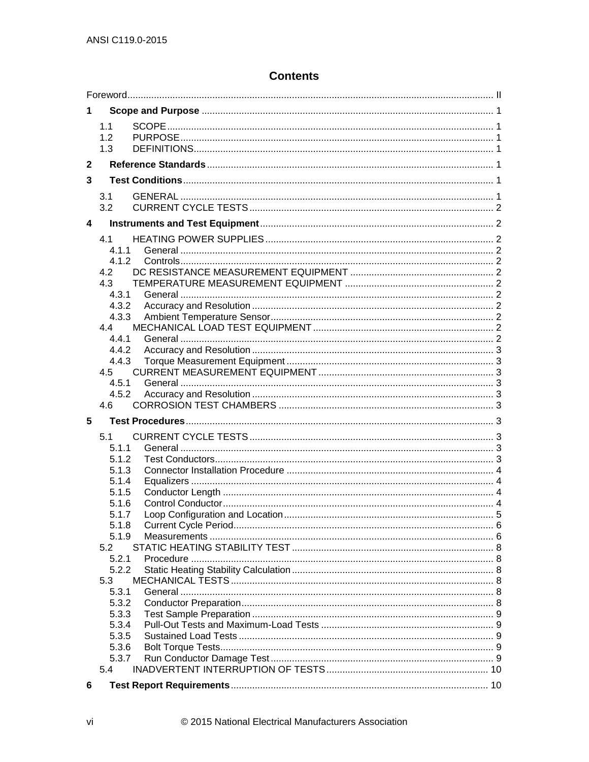# Contents

Foreword ..... II

**1 Scope and Purpose** ..... 1

- 1.1 SCOPE ..... 1
- 1.2 PURPOSE ..... 1
- 1.3 DEFINITIONS ..... 1

**2 Reference Standards** ..... 1

**3 Test Conditions** ..... 1

- 3.1 GENERAL ..... 1
- 3.2 CURRENT CYCLE TESTS ..... 2

**4 Instruments and Test Equipment** ..... 2

- 4.1 HEATING POWER SUPPLIES ..... 2
  - 4.1.1 General ..... 2
  - 4.1.2 Controls ..... 2
- 4.2 DC RESISTANCE MEASUREMENT EQUIPMENT ..... 2
- 4.3 TEMPERATURE MEASUREMENT EQUIPMENT ..... 2
  - 4.3.1 General ..... 2
  - 4.3.2 Accuracy and Resolution ..... 2
  - 4.3.3 Ambient Temperature Sensor ..... 2
- 4.4 MECHANICAL LOAD TEST EQUIPMENT ..... 2
  - 4.4.1 General ..... 2
  - 4.4.2 Accuracy and Resolution ..... 3
  - 4.4.3 Torque Measurement Equipment ..... 3
- 4.5 CURRENT MEASUREMENT EQUIPMENT ..... 3
  - 4.5.1 General ..... 3
  - 4.5.2 Accuracy and Resolution ..... 3
- 4.6 CORROSION TEST CHAMBERS ..... 3

**5 Test Procedures** ..... 3

- 5.1 CURRENT CYCLE TESTS ..... 3
  - 5.1.1 General ..... 3
  - 5.1.2 Test Conductors ..... 3
  - 5.1.3 Connector Installation Procedure ..... 4
  - 5.1.4 Equalizers ..... 4
  - 5.1.5 Conductor Length ..... 4
  - 5.1.6 Control Conductor ..... 4
  - 5.1.7 Loop Configuration and Location ..... 5
  - 5.1.8 Current Cycle Period ..... 6
  - 5.1.9 Measurements ..... 6
- 5.2 STATIC HEATING STABILITY TEST ..... 8
  - 5.2.1 Procedure ..... 8
  - 5.2.2 Static Heating Stability Calculation ..... 8
- 5.3 MECHANICAL TESTS ..... 8
  - 5.3.1 General ..... 8
  - 5.3.2 Conductor Preparation ..... 8
  - 5.3.3 Test Sample Preparation ..... 9
  - 5.3.4 Pull-Out Tests and Maximum-Load Tests ..... 9
  - 5.3.5 Sustained Load Tests ..... 9
  - 5.3.6 Bolt Torque Tests ..... 9
  - 5.3.7 Run Conductor Damage Test ..... 9
- 5.4 INADVERTENT INTERRUPTION OF TESTS ..... 10

**6 Test Report Requirements** ..... 10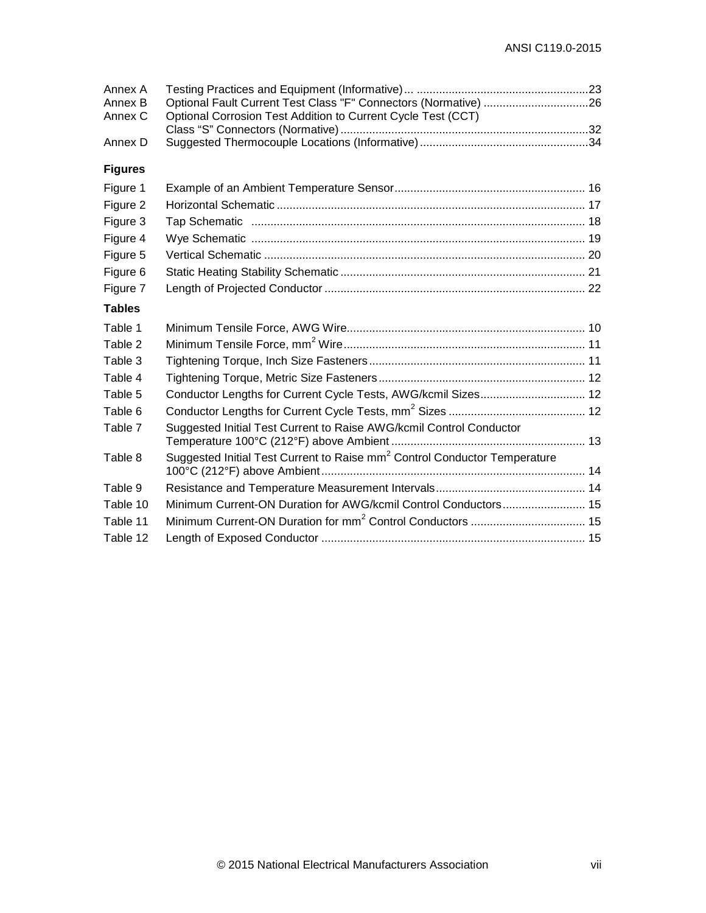| | | |
|---|---|---|
| Annex A | Testing Practices and Equipment (Informative) | 23 |
| Annex B | Optional Fault Current Test Class "F" Connectors (Normative) | 26 |
| Annex C | Optional Corrosion Test Addition to Current Cycle Test (CCT) Class “S” Connectors (Normative) | 32 |
| Annex D | Suggested Thermocouple Locations (Informative) | 34 |

**Figures**

| | | |
|---|---|---|
| Figure 1 | Example of an Ambient Temperature Sensor | 16 |
| Figure 2 | Horizontal Schematic | 17 |
| Figure 3 | Tap Schematic | 18 |
| Figure 4 | Wye Schematic | 19 |
| Figure 5 | Vertical Schematic | 20 |
| Figure 6 | Static Heating Stability Schematic | 21 |
| Figure 7 | Length of Projected Conductor | 22 |

**Tables**

| | | |
|---|---|---|
| Table 1 | Minimum Tensile Force, AWG Wire | 10 |
| Table 2 | Minimum Tensile Force, $mm^2$ Wire | 11 |
| Table 3 | Tightening Torque, Inch Size Fasteners | 11 |
| Table 4 | Tightening Torque, Metric Size Fasteners | 12 |
| Table 5 | Conductor Lengths for Current Cycle Tests, AWG/kcmil Sizes | 12 |
| Table 6 | Conductor Lengths for Current Cycle Tests, $mm^2$ Sizes | 12 |
| Table 7 | Suggested Initial Test Current to Raise AWG/kcmil Control Conductor Temperature 100°C (212°F) above Ambient | 13 |
| Table 8 | Suggested Initial Test Current to Raise $mm^2$ Control Conductor Temperature 100°C (212°F) above Ambient | 14 |
| Table 9 | Resistance and Temperature Measurement Intervals | 14 |
| Table 10 | Minimum Current-ON Duration for AWG/kcmil Control Conductors | 15 |
| Table 11 | Minimum Current-ON Duration for $mm^2$ Control Conductors | 15 |
| Table 12 | Length of Exposed Conductor | 15 |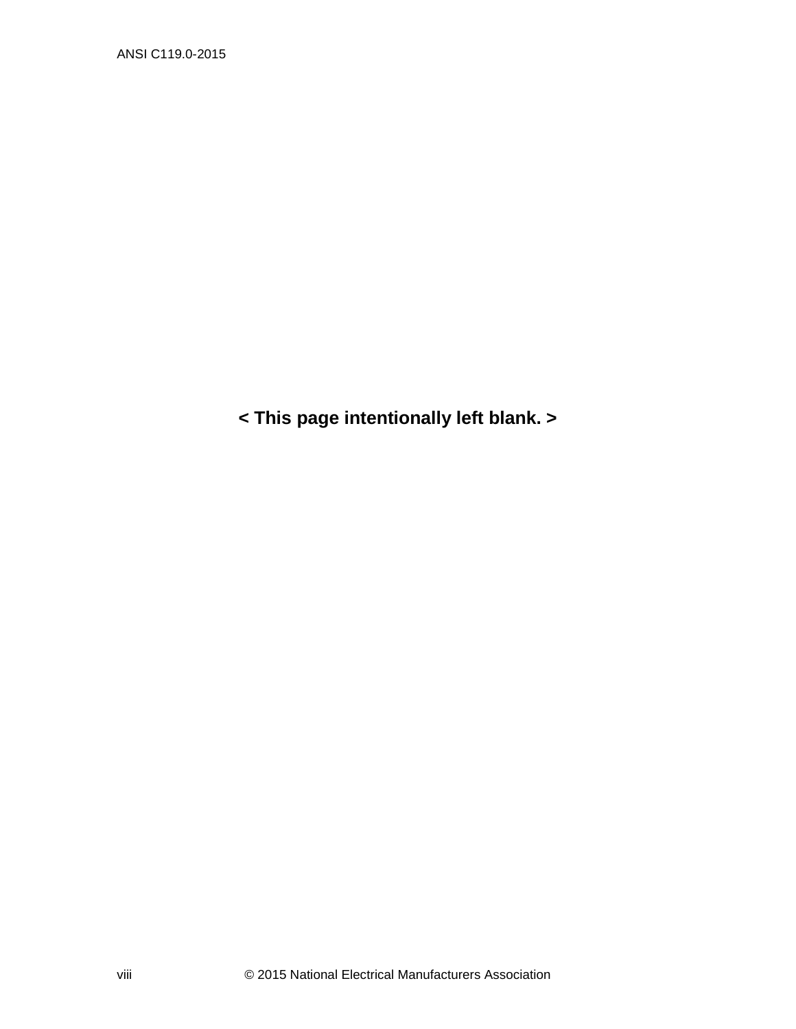**< This page intentionally left blank. >**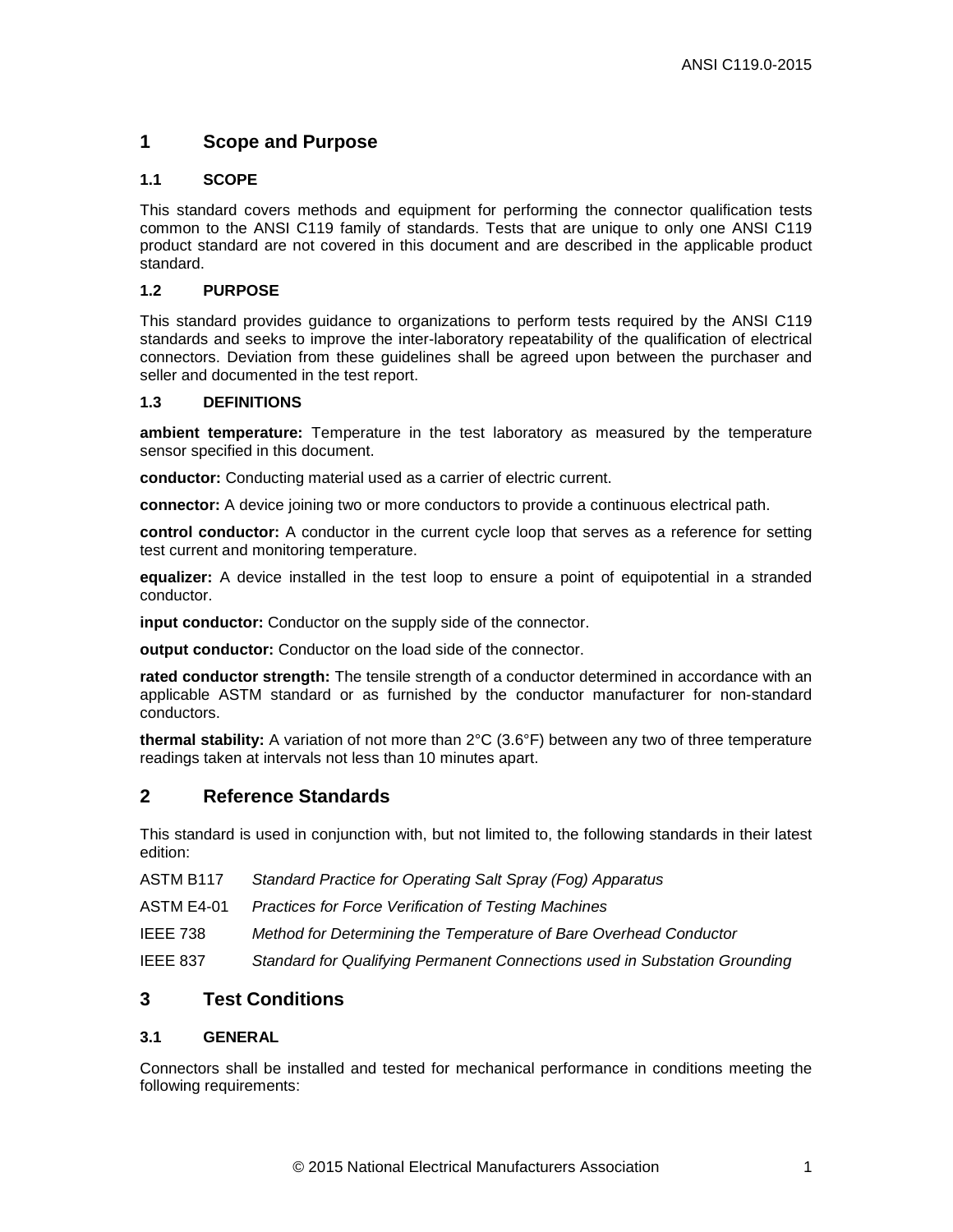# 1 Scope and Purpose

### 1.1 SCOPE

This standard covers methods and equipment for performing the connector qualification tests common to the ANSI C119 family of standards. Tests that are unique to only one ANSI C119 product standard are not covered in this document and are described in the applicable product standard.

### 1.2 PURPOSE

This standard provides guidance to organizations to perform tests required by the ANSI C119 standards and seeks to improve the inter-laboratory repeatability of the qualification of electrical connectors. Deviation from these guidelines shall be agreed upon between the purchaser and seller and documented in the test report.

### 1.3 DEFINITIONS

**ambient temperature:** Temperature in the test laboratory as measured by the temperature sensor specified in this document.

**conductor:** Conducting material used as a carrier of electric current.

**connector:** A device joining two or more conductors to provide a continuous electrical path.

**control conductor:** A conductor in the current cycle loop that serves as a reference for setting test current and monitoring temperature.

**equalizer:** A device installed in the test loop to ensure a point of equipotential in a stranded conductor.

**input conductor:** Conductor on the supply side of the connector.

**output conductor:** Conductor on the load side of the connector.

**rated conductor strength:** The tensile strength of a conductor determined in accordance with an applicable ASTM standard or as furnished by the conductor manufacturer for non-standard conductors.

**thermal stability:** A variation of not more than 2°C (3.6°F) between any two of three temperature readings taken at intervals not less than 10 minutes apart.

# 2 Reference Standards

This standard is used in conjunction with, but not limited to, the following standards in their latest edition:

| | |
|---|---|
| ASTM B117 | *Standard Practice for Operating Salt Spray (Fog) Apparatus* |
| ASTM E4-01 | *Practices for Force Verification of Testing Machines* |
| IEEE 738 | *Method for Determining the Temperature of Bare Overhead Conductor* |
| IEEE 837 | *Standard for Qualifying Permanent Connections used in Substation Grounding* |

# 3 Test Conditions

### 3.1 GENERAL

Connectors shall be installed and tested for mechanical performance in conditions meeting the following requirements: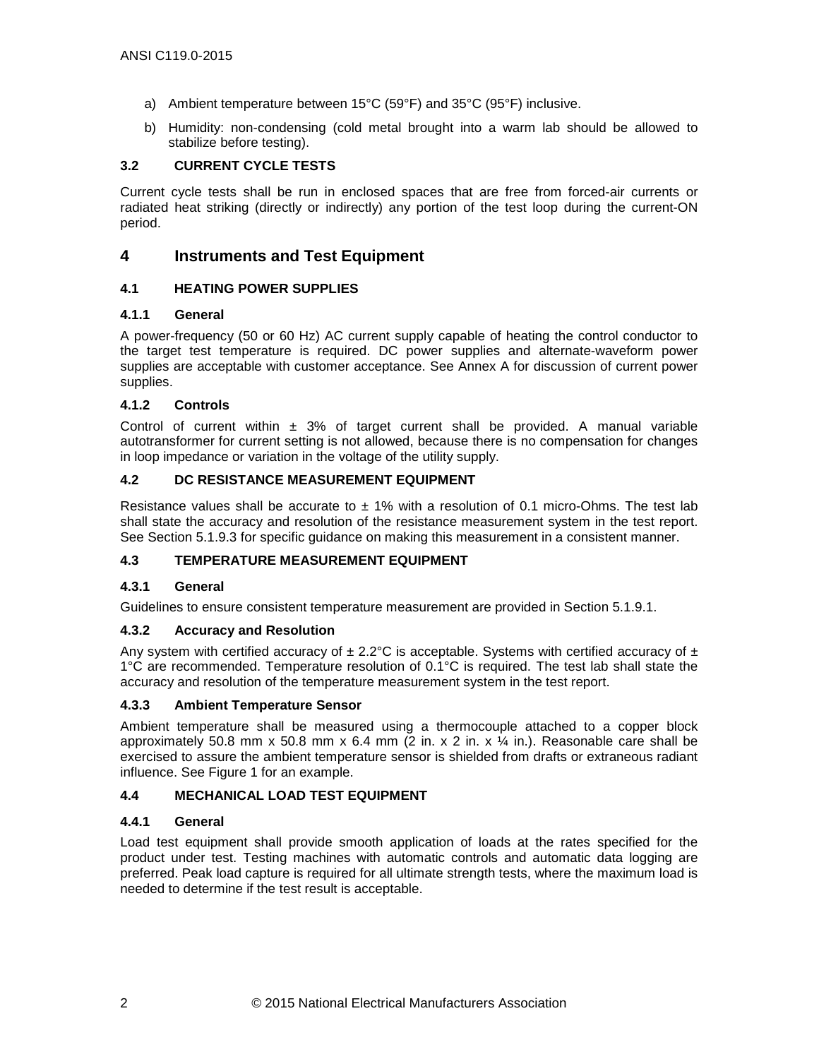a) Ambient temperature between 15°C (59°F) and 35°C (95°F) inclusive.

b) Humidity: non-condensing (cold metal brought into a warm lab should be allowed to stabilize before testing).

### 3.2 CURRENT CYCLE TESTS

Current cycle tests shall be run in enclosed spaces that are free from forced-air currents or radiated heat striking (directly or indirectly) any portion of the test loop during the current-ON period.

## 4 Instruments and Test Equipment

### 4.1 HEATING POWER SUPPLIES

#### 4.1.1 General

A power-frequency (50 or 60 Hz) AC current supply capable of heating the control conductor to the target test temperature is required. DC power supplies and alternate-waveform power supplies are acceptable with customer acceptance. See Annex A for discussion of current power supplies.

#### 4.1.2 Controls

Control of current within ± 3% of target current shall be provided. A manual variable autotransformer for current setting is not allowed, because there is no compensation for changes in loop impedance or variation in the voltage of the utility supply.

### 4.2 DC RESISTANCE MEASUREMENT EQUIPMENT

Resistance values shall be accurate to ± 1% with a resolution of 0.1 micro-Ohms. The test lab shall state the accuracy and resolution of the resistance measurement system in the test report. See Section 5.1.9.3 for specific guidance on making this measurement in a consistent manner.

### 4.3 TEMPERATURE MEASUREMENT EQUIPMENT

#### 4.3.1 General

Guidelines to ensure consistent temperature measurement are provided in Section 5.1.9.1.

#### 4.3.2 Accuracy and Resolution

Any system with certified accuracy of ± 2.2°C is acceptable. Systems with certified accuracy of ± 1°C are recommended. Temperature resolution of 0.1°C is required. The test lab shall state the accuracy and resolution of the temperature measurement system in the test report.

#### 4.3.3 Ambient Temperature Sensor

Ambient temperature shall be measured using a thermocouple attached to a copper block approximately 50.8 mm x 50.8 mm x 6.4 mm (2 in. x 2 in. x ¼ in.). Reasonable care shall be exercised to assure the ambient temperature sensor is shielded from drafts or extraneous radiant influence. See Figure 1 for an example.

### 4.4 MECHANICAL LOAD TEST EQUIPMENT

#### 4.4.1 General

Load test equipment shall provide smooth application of loads at the rates specified for the product under test. Testing machines with automatic controls and automatic data logging are preferred. Peak load capture is required for all ultimate strength tests, where the maximum load is needed to determine if the test result is acceptable.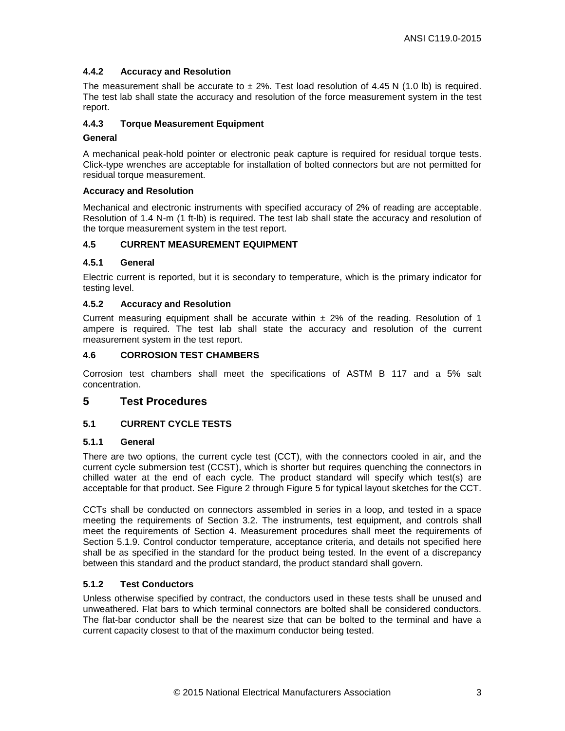#### 4.4.2 Accuracy and Resolution

The measurement shall be accurate to ± 2%. Test load resolution of 4.45 N (1.0 lb) is required. The test lab shall state the accuracy and resolution of the force measurement system in the test report.

#### 4.4.3 Torque Measurement Equipment

**General**

A mechanical peak-hold pointer or electronic peak capture is required for residual torque tests. Click-type wrenches are acceptable for installation of bolted connectors but are not permitted for residual torque measurement.

**Accuracy and Resolution**

Mechanical and electronic instruments with specified accuracy of 2% of reading are acceptable. Resolution of 1.4 N-m (1 ft-lb) is required. The test lab shall state the accuracy and resolution of the torque measurement system in the test report.

### 4.5 CURRENT MEASUREMENT EQUIPMENT

#### 4.5.1 General

Electric current is reported, but it is secondary to temperature, which is the primary indicator for testing level.

#### 4.5.2 Accuracy and Resolution

Current measuring equipment shall be accurate within ± 2% of the reading. Resolution of 1 ampere is required. The test lab shall state the accuracy and resolution of the current measurement system in the test report.

### 4.6 CORROSION TEST CHAMBERS

Corrosion test chambers shall meet the specifications of ASTM B 117 and a 5% salt concentration.

## 5 Test Procedures

### 5.1 CURRENT CYCLE TESTS

#### 5.1.1 General

There are two options, the current cycle test (CCT), with the connectors cooled in air, and the current cycle submersion test (CCST), which is shorter but requires quenching the connectors in chilled water at the end of each cycle. The product standard will specify which test(s) are acceptable for that product. See Figure 2 through Figure 5 for typical layout sketches for the CCT.

CCTs shall be conducted on connectors assembled in series in a loop, and tested in a space meeting the requirements of Section 3.2. The instruments, test equipment, and controls shall meet the requirements of Section 4. Measurement procedures shall meet the requirements of Section 5.1.9. Control conductor temperature, acceptance criteria, and details not specified here shall be as specified in the standard for the product being tested. In the event of a discrepancy between this standard and the product standard, the product standard shall govern.

#### 5.1.2 Test Conductors

Unless otherwise specified by contract, the conductors used in these tests shall be unused and unweathered. Flat bars to which terminal connectors are bolted shall be considered conductors. The flat-bar conductor shall be the nearest size that can be bolted to the terminal and have a current capacity closest to that of the maximum conductor being tested.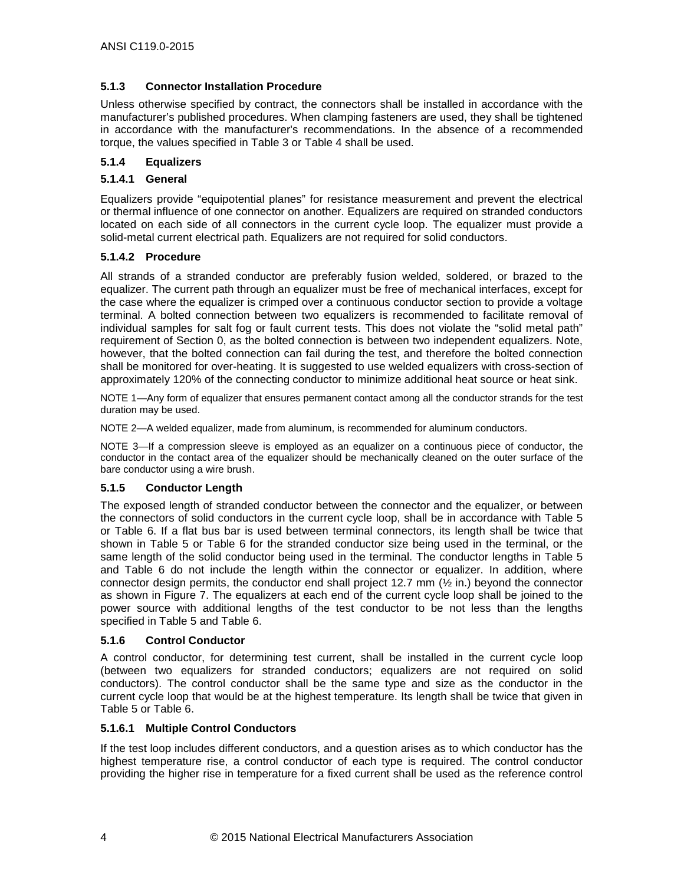#### 5.1.3 Connector Installation Procedure

Unless otherwise specified by contract, the connectors shall be installed in accordance with the manufacturer's published procedures. When clamping fasteners are used, they shall be tightened in accordance with the manufacturer's recommendations. In the absence of a recommended torque, the values specified in Table 3 or Table 4 shall be used.

#### 5.1.4 Equalizers

##### 5.1.4.1 General

Equalizers provide "equipotential planes" for resistance measurement and prevent the electrical or thermal influence of one connector on another. Equalizers are required on stranded conductors located on each side of all connectors in the current cycle loop. The equalizer must provide a solid-metal current electrical path. Equalizers are not required for solid conductors.

##### 5.1.4.2 Procedure

All strands of a stranded conductor are preferably fusion welded, soldered, or brazed to the equalizer. The current path through an equalizer must be free of mechanical interfaces, except for the case where the equalizer is crimped over a continuous conductor section to provide a voltage terminal. A bolted connection between two equalizers is recommended to facilitate removal of individual samples for salt fog or fault current tests. This does not violate the "solid metal path" requirement of Section 0, as the bolted connection is between two independent equalizers. Note, however, that the bolted connection can fail during the test, and therefore the bolted connection shall be monitored for over-heating. It is suggested to use welded equalizers with cross-section of approximately 120% of the connecting conductor to minimize additional heat source or heat sink.

NOTE 1—Any form of equalizer that ensures permanent contact among all the conductor strands for the test duration may be used.

NOTE 2—A welded equalizer, made from aluminum, is recommended for aluminum conductors.

NOTE 3—If a compression sleeve is employed as an equalizer on a continuous piece of conductor, the conductor in the contact area of the equalizer should be mechanically cleaned on the outer surface of the bare conductor using a wire brush.

#### 5.1.5 Conductor Length

The exposed length of stranded conductor between the connector and the equalizer, or between the connectors of solid conductors in the current cycle loop, shall be in accordance with Table 5 or Table 6. If a flat bus bar is used between terminal connectors, its length shall be twice that shown in Table 5 or Table 6 for the stranded conductor size being used in the terminal, or the same length of the solid conductor being used in the terminal. The conductor lengths in Table 5 and Table 6 do not include the length within the connector or equalizer. In addition, where connector design permits, the conductor end shall project 12.7 mm (½ in.) beyond the connector as shown in Figure 7. The equalizers at each end of the current cycle loop shall be joined to the power source with additional lengths of the test conductor to be not less than the lengths specified in Table 5 and Table 6.

#### 5.1.6 Control Conductor

A control conductor, for determining test current, shall be installed in the current cycle loop (between two equalizers for stranded conductors; equalizers are not required on solid conductors). The control conductor shall be the same type and size as the conductor in the current cycle loop that would be at the highest temperature. Its length shall be twice that given in Table 5 or Table 6.

##### 5.1.6.1 Multiple Control Conductors

If the test loop includes different conductors, and a question arises as to which conductor has the highest temperature rise, a control conductor of each type is required. The control conductor providing the higher rise in temperature for a fixed current shall be used as the reference control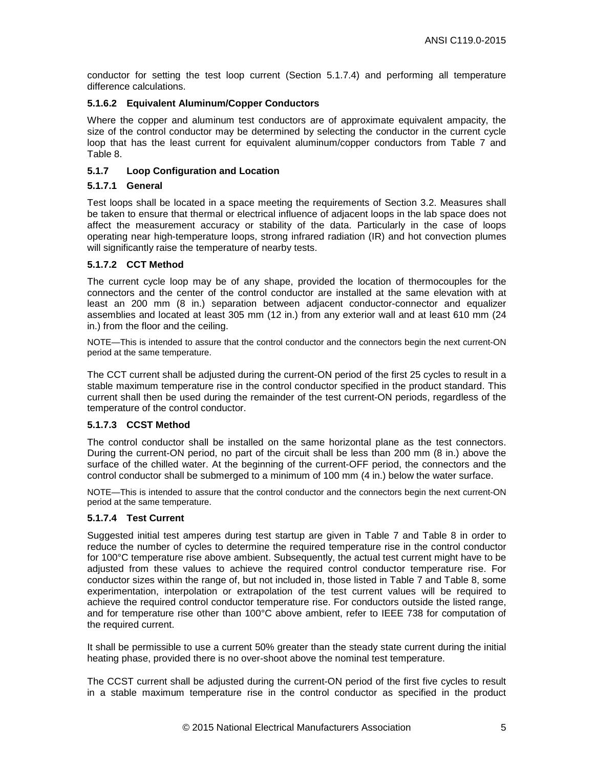conductor for setting the test loop current (Section 5.1.7.4) and performing all temperature difference calculations.

#### 5.1.6.2 Equivalent Aluminum/Copper Conductors

Where the copper and aluminum test conductors are of approximate equivalent ampacity, the size of the control conductor may be determined by selecting the conductor in the current cycle loop that has the least current for equivalent aluminum/copper conductors from Table 7 and Table 8.

### 5.1.7 Loop Configuration and Location

#### 5.1.7.1 General

Test loops shall be located in a space meeting the requirements of Section 3.2. Measures shall be taken to ensure that thermal or electrical influence of adjacent loops in the lab space does not affect the measurement accuracy or stability of the data. Particularly in the case of loops operating near high-temperature loops, strong infrared radiation (IR) and hot convection plumes will significantly raise the temperature of nearby tests.

#### 5.1.7.2 CCT Method

The current cycle loop may be of any shape, provided the location of thermocouples for the connectors and the center of the control conductor are installed at the same elevation with at least an 200 mm (8 in.) separation between adjacent conductor-connector and equalizer assemblies and located at least 305 mm (12 in.) from any exterior wall and at least 610 mm (24 in.) from the floor and the ceiling.

NOTE—This is intended to assure that the control conductor and the connectors begin the next current-ON period at the same temperature.

The CCT current shall be adjusted during the current-ON period of the first 25 cycles to result in a stable maximum temperature rise in the control conductor specified in the product standard. This current shall then be used during the remainder of the test current-ON periods, regardless of the temperature of the control conductor.

#### 5.1.7.3 CCST Method

The control conductor shall be installed on the same horizontal plane as the test connectors. During the current-ON period, no part of the circuit shall be less than 200 mm (8 in.) above the surface of the chilled water. At the beginning of the current-OFF period, the connectors and the control conductor shall be submerged to a minimum of 100 mm (4 in.) below the water surface.

NOTE—This is intended to assure that the control conductor and the connectors begin the next current-ON period at the same temperature.

#### 5.1.7.4 Test Current

Suggested initial test amperes during test startup are given in Table 7 and Table 8 in order to reduce the number of cycles to determine the required temperature rise in the control conductor for 100°C temperature rise above ambient. Subsequently, the actual test current might have to be adjusted from these values to achieve the required control conductor temperature rise. For conductor sizes within the range of, but not included in, those listed in Table 7 and Table 8, some experimentation, interpolation or extrapolation of the test current values will be required to achieve the required control conductor temperature rise. For conductors outside the listed range, and for temperature rise other than 100°C above ambient, refer to IEEE 738 for computation of the required current.

It shall be permissible to use a current 50% greater than the steady state current during the initial heating phase, provided there is no over-shoot above the nominal test temperature.

The CCST current shall be adjusted during the current-ON period of the first five cycles to result in a stable maximum temperature rise in the control conductor as specified in the product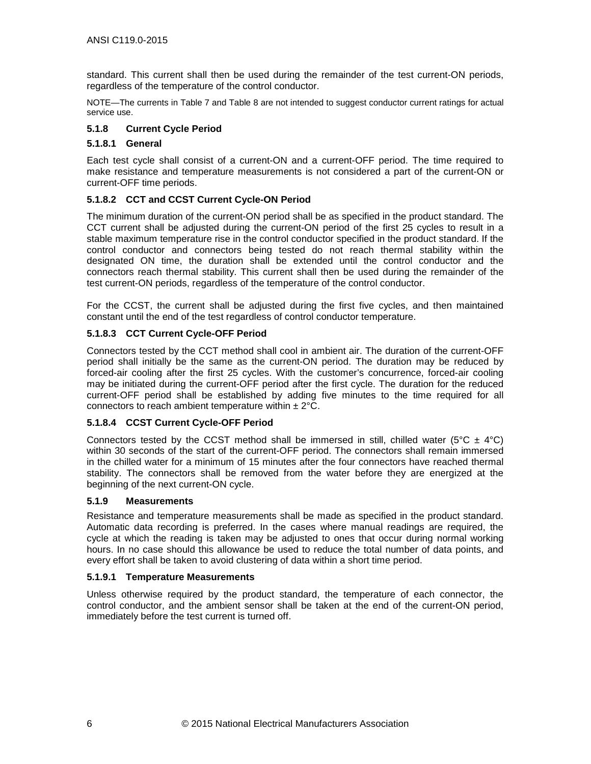standard. This current shall then be used during the remainder of the test current-ON periods, regardless of the temperature of the control conductor.

NOTE—The currents in Table 7 and Table 8 are not intended to suggest conductor current ratings for actual service use.

### 5.1.8 Current Cycle Period

#### 5.1.8.1 General

Each test cycle shall consist of a current-ON and a current-OFF period. The time required to make resistance and temperature measurements is not considered a part of the current-ON or current-OFF time periods.

#### 5.1.8.2 CCT and CCST Current Cycle-ON Period

The minimum duration of the current-ON period shall be as specified in the product standard. The CCT current shall be adjusted during the current-ON period of the first 25 cycles to result in a stable maximum temperature rise in the control conductor specified in the product standard. If the control conductor and connectors being tested do not reach thermal stability within the designated ON time, the duration shall be extended until the control conductor and the connectors reach thermal stability. This current shall then be used during the remainder of the test current-ON periods, regardless of the temperature of the control conductor.

For the CCST, the current shall be adjusted during the first five cycles, and then maintained constant until the end of the test regardless of control conductor temperature.

#### 5.1.8.3 CCT Current Cycle-OFF Period

Connectors tested by the CCT method shall cool in ambient air. The duration of the current-OFF period shall initially be the same as the current-ON period. The duration may be reduced by forced-air cooling after the first 25 cycles. With the customer's concurrence, forced-air cooling may be initiated during the current-OFF period after the first cycle. The duration for the reduced current-OFF period shall be established by adding five minutes to the time required for all connectors to reach ambient temperature within ± 2°C.

#### 5.1.8.4 CCST Current Cycle-OFF Period

Connectors tested by the CCST method shall be immersed in still, chilled water (5°C ± 4°C) within 30 seconds of the start of the current-OFF period. The connectors shall remain immersed in the chilled water for a minimum of 15 minutes after the four connectors have reached thermal stability. The connectors shall be removed from the water before they are energized at the beginning of the next current-ON cycle.

### 5.1.9 Measurements

Resistance and temperature measurements shall be made as specified in the product standard. Automatic data recording is preferred. In the cases where manual readings are required, the cycle at which the reading is taken may be adjusted to ones that occur during normal working hours. In no case should this allowance be used to reduce the total number of data points, and every effort shall be taken to avoid clustering of data within a short time period.

#### 5.1.9.1 Temperature Measurements

Unless otherwise required by the product standard, the temperature of each connector, the control conductor, and the ambient sensor shall be taken at the end of the current-ON period, immediately before the test current is turned off.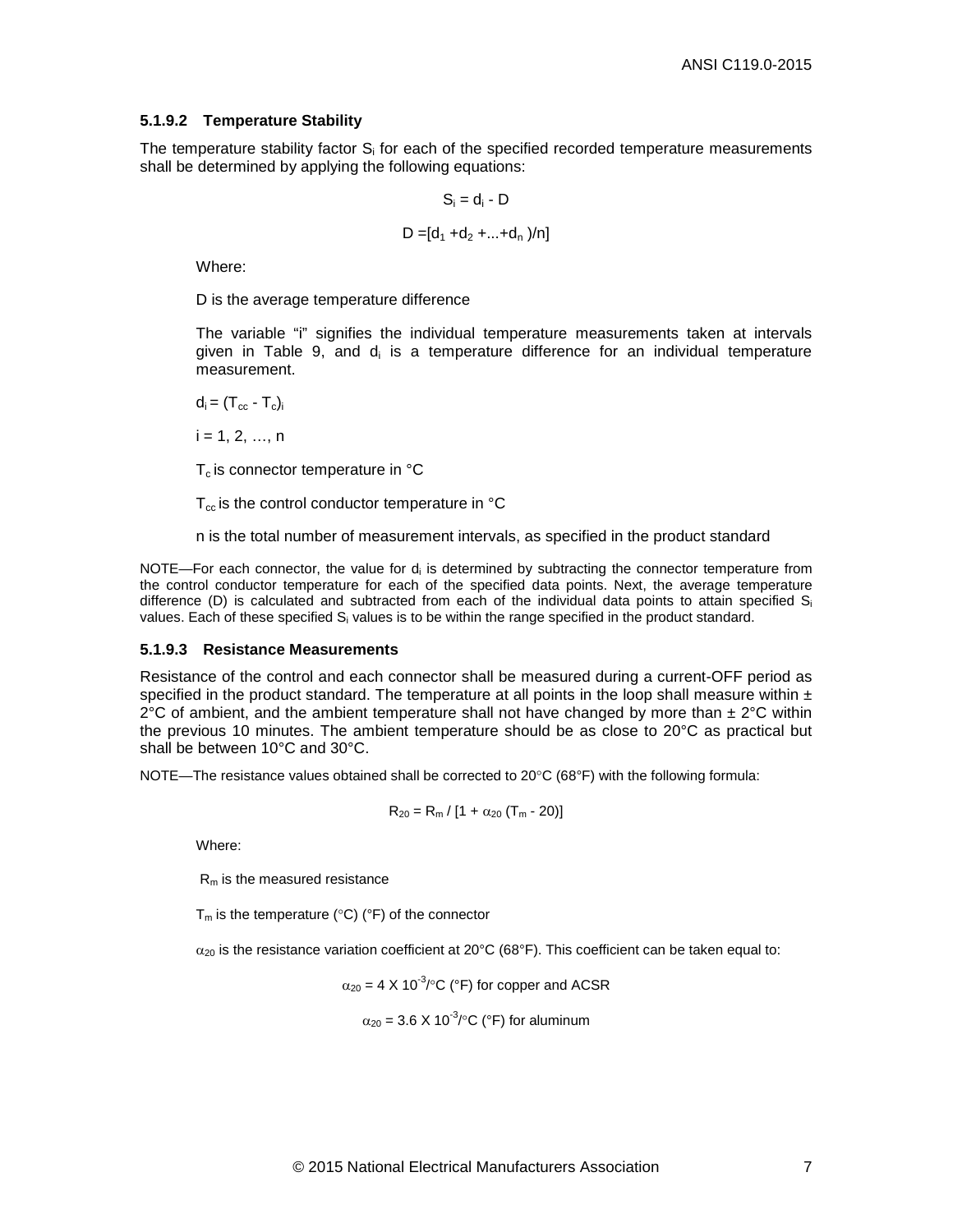#### 5.1.9.2 Temperature Stability

The temperature stability factor $S_i$ for each of the specified recorded temperature measurements shall be determined by applying the following equations:

$$S_i = d_i - D$$

$$D = [d_1 + d_2 + ... + d_n)/n]$$

Where:

D is the average temperature difference

The variable "i" signifies the individual temperature measurements taken at intervals given in Table 9, and $d_i$ is a temperature difference for an individual temperature measurement.

$d_i = (T_{cc} - T_c)_i$

$i = 1, 2, \ldots, n$

$T_c$ is connector temperature in °C

$T_{cc}$ is the control conductor temperature in °C

n is the total number of measurement intervals, as specified in the product standard

NOTE—For each connector, the value for $d_i$ is determined by subtracting the connector temperature from the control conductor temperature for each of the specified data points. Next, the average temperature difference (D) is calculated and subtracted from each of the individual data points to attain specified $S_i$ values. Each of these specified $S_i$ values is to be within the range specified in the product standard.

#### 5.1.9.3 Resistance Measurements

Resistance of the control and each connector shall be measured during a current-OFF period as specified in the product standard. The temperature at all points in the loop shall measure within ± 2°C of ambient, and the ambient temperature shall not have changed by more than ± 2°C within the previous 10 minutes. The ambient temperature should be as close to 20°C as practical but shall be between 10°C and 30°C.

NOTE—The resistance values obtained shall be corrected to 20°C (68°F) with the following formula:

$$R_{20} = R_m / [1 + \alpha_{20} (T_m - 20)]$$

Where:

$R_m$ is the measured resistance

$T_m$ is the temperature (°C) (°F) of the connector

$\alpha_{20}$ is the resistance variation coefficient at 20°C (68°F). This coefficient can be taken equal to:

$\alpha_{20} = 4 \times 10^{-3}$/°C (°F) for copper and ACSR

$\alpha_{20} = 3.6 \times 10^{-3}$/°C (°F) for aluminum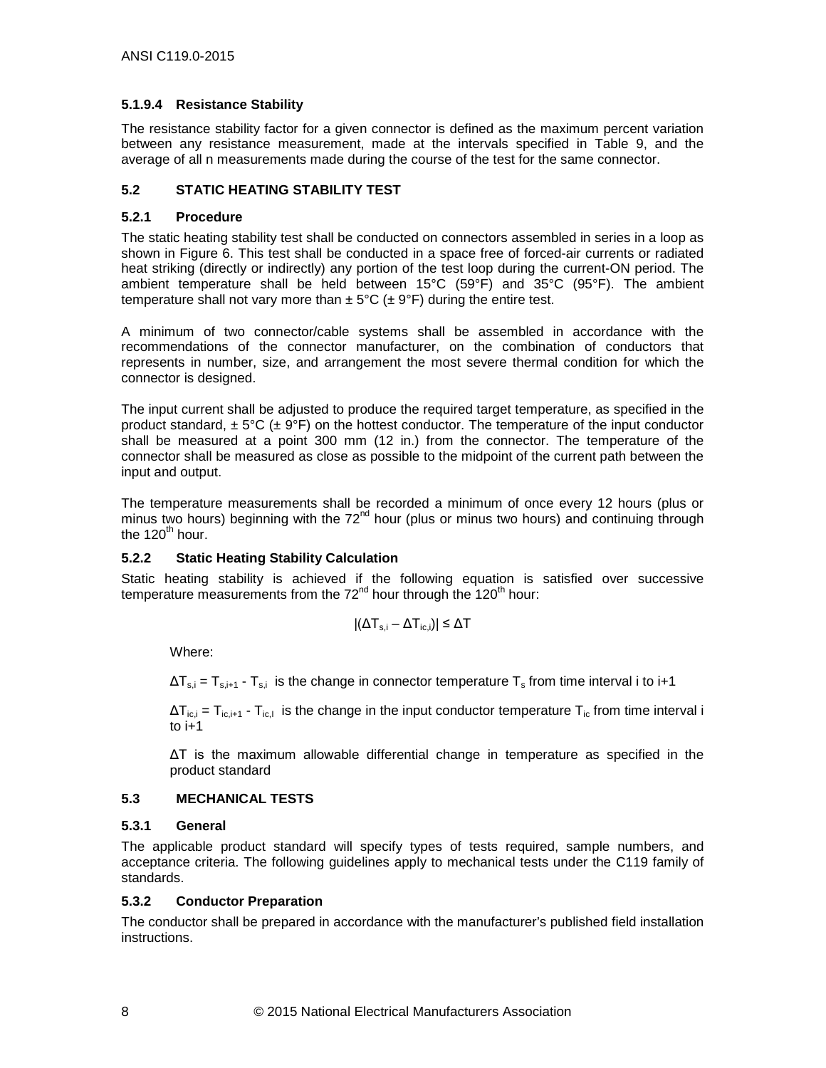#### 5.1.9.4 Resistance Stability

The resistance stability factor for a given connector is defined as the maximum percent variation between any resistance measurement, made at the intervals specified in Table 9, and the average of all n measurements made during the course of the test for the same connector.

### 5.2 STATIC HEATING STABILITY TEST

#### 5.2.1 Procedure

The static heating stability test shall be conducted on connectors assembled in series in a loop as shown in Figure 6. This test shall be conducted in a space free of forced-air currents or radiated heat striking (directly or indirectly) any portion of the test loop during the current-ON period. The ambient temperature shall be held between 15°C (59°F) and 35°C (95°F). The ambient temperature shall not vary more than ± 5°C (± 9°F) during the entire test.

A minimum of two connector/cable systems shall be assembled in accordance with the recommendations of the connector manufacturer, on the combination of conductors that represents in number, size, and arrangement the most severe thermal condition for which the connector is designed.

The input current shall be adjusted to produce the required target temperature, as specified in the product standard, ± 5°C (± 9°F) on the hottest conductor. The temperature of the input conductor shall be measured at a point 300 mm (12 in.) from the connector. The temperature of the connector shall be measured as close as possible to the midpoint of the current path between the input and output.

The temperature measurements shall be recorded a minimum of once every 12 hours (plus or minus two hours) beginning with the 72nd hour (plus or minus two hours) and continuing through the 120th hour.

#### 5.2.2 Static Heating Stability Calculation

Static heating stability is achieved if the following equation is satisfied over successive temperature measurements from the 72nd hour through the 120th hour:

$$|(\Delta T_{s,i} - \Delta T_{ic,i})| \leq \Delta T$$

Where:

$\Delta T_{s,i} = T_{s,i+1} - T_{s,i}$ is the change in connector temperature $T_s$ from time interval i to i+1

$\Delta T_{ic,i} = T_{ic,i+1} - T_{ic,I}$ is the change in the input conductor temperature $T_{ic}$ from time interval i to i+1

$\Delta T$ is the maximum allowable differential change in temperature as specified in the product standard

### 5.3 MECHANICAL TESTS

#### 5.3.1 General

The applicable product standard will specify types of tests required, sample numbers, and acceptance criteria. The following guidelines apply to mechanical tests under the C119 family of standards.

#### 5.3.2 Conductor Preparation

The conductor shall be prepared in accordance with the manufacturer's published field installation instructions.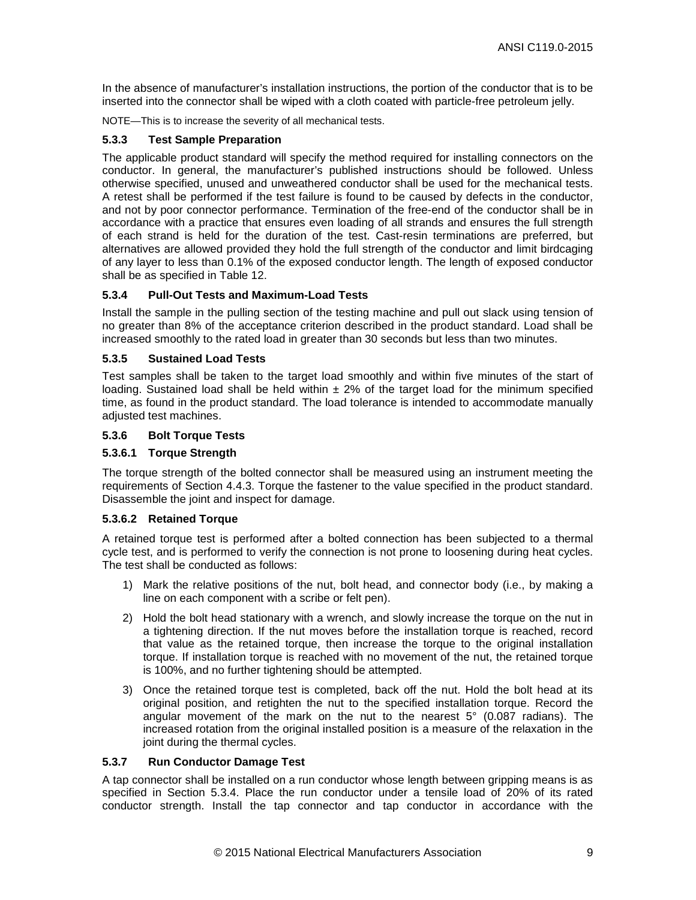In the absence of manufacturer's installation instructions, the portion of the conductor that is to be inserted into the connector shall be wiped with a cloth coated with particle-free petroleum jelly.

NOTE—This is to increase the severity of all mechanical tests.

### 5.3.3 Test Sample Preparation

The applicable product standard will specify the method required for installing connectors on the conductor. In general, the manufacturer's published instructions should be followed. Unless otherwise specified, unused and unweathered conductor shall be used for the mechanical tests. A retest shall be performed if the test failure is found to be caused by defects in the conductor, and not by poor connector performance. Termination of the free-end of the conductor shall be in accordance with a practice that ensures even loading of all strands and ensures the full strength of each strand is held for the duration of the test. Cast-resin terminations are preferred, but alternatives are allowed provided they hold the full strength of the conductor and limit birdcaging of any layer to less than 0.1% of the exposed conductor length. The length of exposed conductor shall be as specified in Table 12.

### 5.3.4 Pull-Out Tests and Maximum-Load Tests

Install the sample in the pulling section of the testing machine and pull out slack using tension of no greater than 8% of the acceptance criterion described in the product standard. Load shall be increased smoothly to the rated load in greater than 30 seconds but less than two minutes.

### 5.3.5 Sustained Load Tests

Test samples shall be taken to the target load smoothly and within five minutes of the start of loading. Sustained load shall be held within ± 2% of the target load for the minimum specified time, as found in the product standard. The load tolerance is intended to accommodate manually adjusted test machines.

### 5.3.6 Bolt Torque Tests

#### 5.3.6.1 Torque Strength

The torque strength of the bolted connector shall be measured using an instrument meeting the requirements of Section 4.4.3. Torque the fastener to the value specified in the product standard. Disassemble the joint and inspect for damage.

#### 5.3.6.2 Retained Torque

A retained torque test is performed after a bolted connection has been subjected to a thermal cycle test, and is performed to verify the connection is not prone to loosening during heat cycles. The test shall be conducted as follows:

1) Mark the relative positions of the nut, bolt head, and connector body (i.e., by making a line on each component with a scribe or felt pen).
2) Hold the bolt head stationary with a wrench, and slowly increase the torque on the nut in a tightening direction. If the nut moves before the installation torque is reached, record that value as the retained torque, then increase the torque to the original installation torque. If installation torque is reached with no movement of the nut, the retained torque is 100%, and no further tightening should be attempted.
3) Once the retained torque test is completed, back off the nut. Hold the bolt head at its original position, and retighten the nut to the specified installation torque. Record the angular movement of the mark on the nut to the nearest 5° (0.087 radians). The increased rotation from the original installed position is a measure of the relaxation in the joint during the thermal cycles.

### 5.3.7 Run Conductor Damage Test

A tap connector shall be installed on a run conductor whose length between gripping means is as specified in Section 5.3.4. Place the run conductor under a tensile load of 20% of its rated conductor strength. Install the tap connector and tap conductor in accordance with the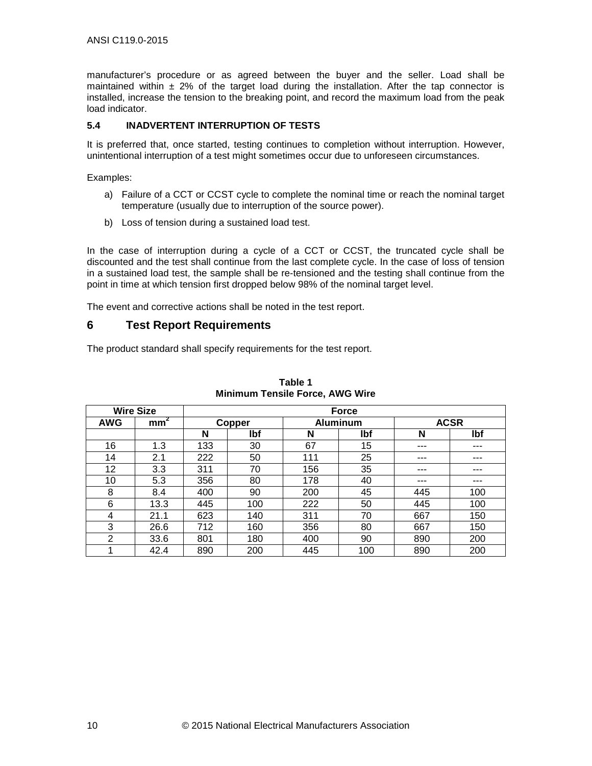manufacturer's procedure or as agreed between the buyer and the seller. Load shall be maintained within ± 2% of the target load during the installation. After the tap connector is installed, increase the tension to the breaking point, and record the maximum load from the peak load indicator.

### 5.4 INADVERTENT INTERRUPTION OF TESTS

It is preferred that, once started, testing continues to completion without interruption. However, unintentional interruption of a test might sometimes occur due to unforeseen circumstances.

Examples:

a) Failure of a CCT or CCST cycle to complete the nominal time or reach the nominal target temperature (usually due to interruption of the source power).

b) Loss of tension during a sustained load test.

In the case of interruption during a cycle of a CCT or CCST, the truncated cycle shall be discounted and the test shall continue from the last complete cycle. In the case of loss of tension in a sustained load test, the sample shall be re-tensioned and the testing shall continue from the point in time at which tension first dropped below 98% of the nominal target level.

The event and corrective actions shall be noted in the test report.

## 6 Test Report Requirements

The product standard shall specify requirements for the test report.

**Table 1**
**Minimum Tensile Force, AWG Wire**

| Wire Size | | Force | | | | | |
|---|---|---|---|---|---|---|---|
| AWG | $mm^2$ | Copper | | Aluminum | | ACSR | |
| | | N | lbf | N | lbf | N | lbf |
| 16 | 1.3 | 133 | 30 | 67 | 15 | --- | --- |
| 14 | 2.1 | 222 | 50 | 111 | 25 | --- | --- |
| 12 | 3.3 | 311 | 70 | 156 | 35 | --- | --- |
| 10 | 5.3 | 356 | 80 | 178 | 40 | --- | --- |
| 8 | 8.4 | 400 | 90 | 200 | 45 | 445 | 100 |
| 6 | 13.3 | 445 | 100 | 222 | 50 | 445 | 100 |
| 4 | 21.1 | 623 | 140 | 311 | 70 | 667 | 150 |
| 3 | 26.6 | 712 | 160 | 356 | 80 | 667 | 150 |
| 2 | 33.6 | 801 | 180 | 400 | 90 | 890 | 200 |
| 1 | 42.4 | 890 | 200 | 445 | 100 | 890 | 200 |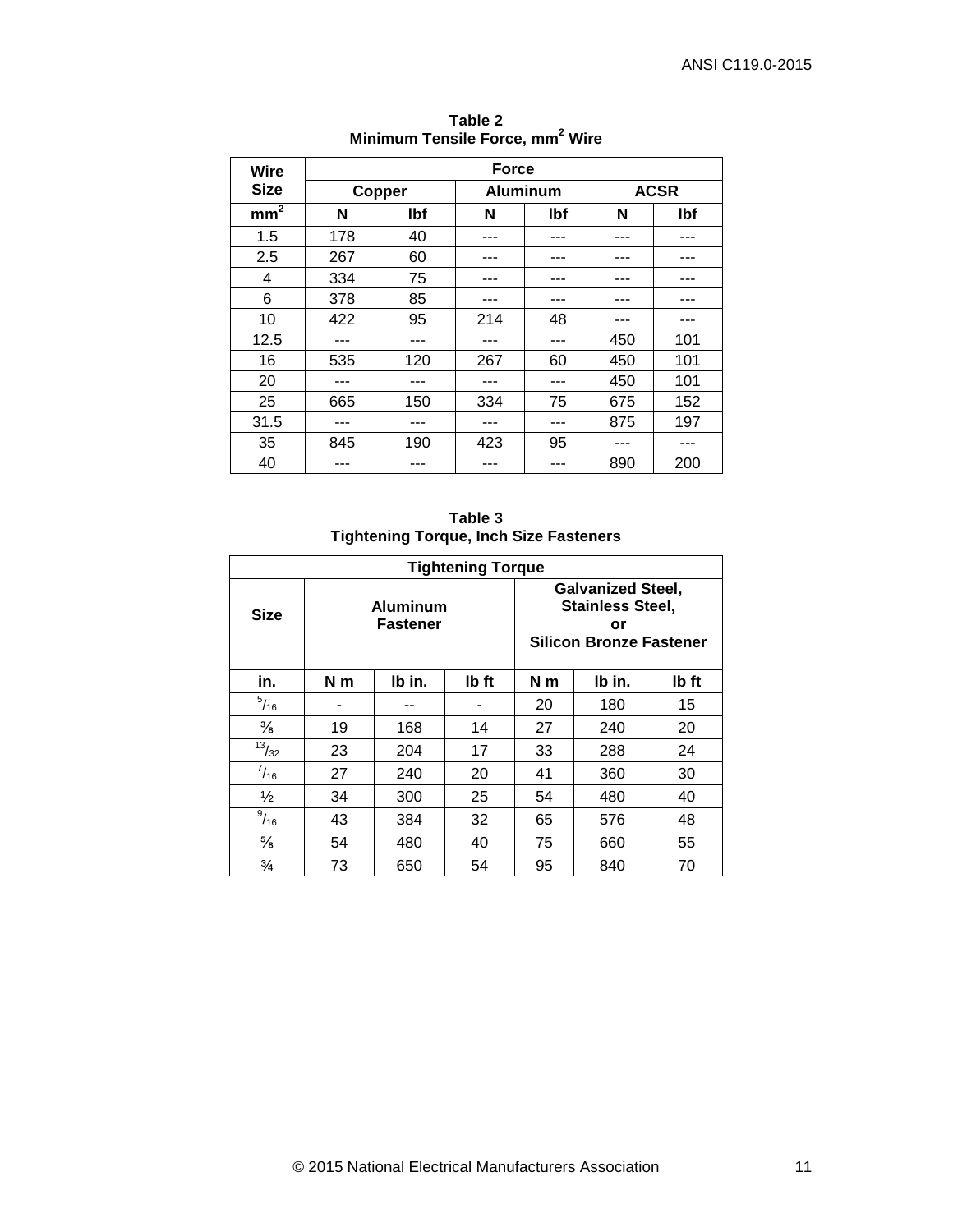**Table 2**
**Minimum Tensile Force, mm$^2$ Wire**

| Wire Size | Force | | | | | |
|---|---|---|---|---|---|---|
| | Copper | | Aluminum | | ACSR | |
| mm$^2$ | N | lbf | N | lbf | N | lbf |
| 1.5 | 178 | 40 | --- | --- | --- | --- |
| 2.5 | 267 | 60 | --- | --- | --- | --- |
| 4 | 334 | 75 | --- | --- | --- | --- |
| 6 | 378 | 85 | --- | --- | --- | --- |
| 10 | 422 | 95 | 214 | 48 | --- | --- |
| 12.5 | --- | --- | --- | --- | 450 | 101 |
| 16 | 535 | 120 | 267 | 60 | 450 | 101 |
| 20 | --- | --- | --- | --- | 450 | 101 |
| 25 | 665 | 150 | 334 | 75 | 675 | 152 |
| 31.5 | --- | --- | --- | --- | 875 | 197 |
| 35 | 845 | 190 | 423 | 95 | --- | --- |
| 40 | --- | --- | --- | --- | 890 | 200 |

**Table 3**
**Tightening Torque, Inch Size Fasteners**

| Tightening Torque | | | | | | |
|---|---|---|---|---|---|---|
| Size | Aluminum Fastener | | | Galvanized Steel, Stainless Steel, or Silicon Bronze Fastener | | |
| in. | N m | lb in. | lb ft | N m | lb in. | lb ft |
| 5/16 | - | -- | - | 20 | 180 | 15 |
| 3/8 | 19 | 168 | 14 | 27 | 240 | 20 |
| 13/32 | 23 | 204 | 17 | 33 | 288 | 24 |
| 7/16 | 27 | 240 | 20 | 41 | 360 | 30 |
| 1/2 | 34 | 300 | 25 | 54 | 480 | 40 |
| 9/16 | 43 | 384 | 32 | 65 | 576 | 48 |
| 5/8 | 54 | 480 | 40 | 75 | 660 | 55 |
| 3/4 | 73 | 650 | 54 | 95 | 840 | 70 |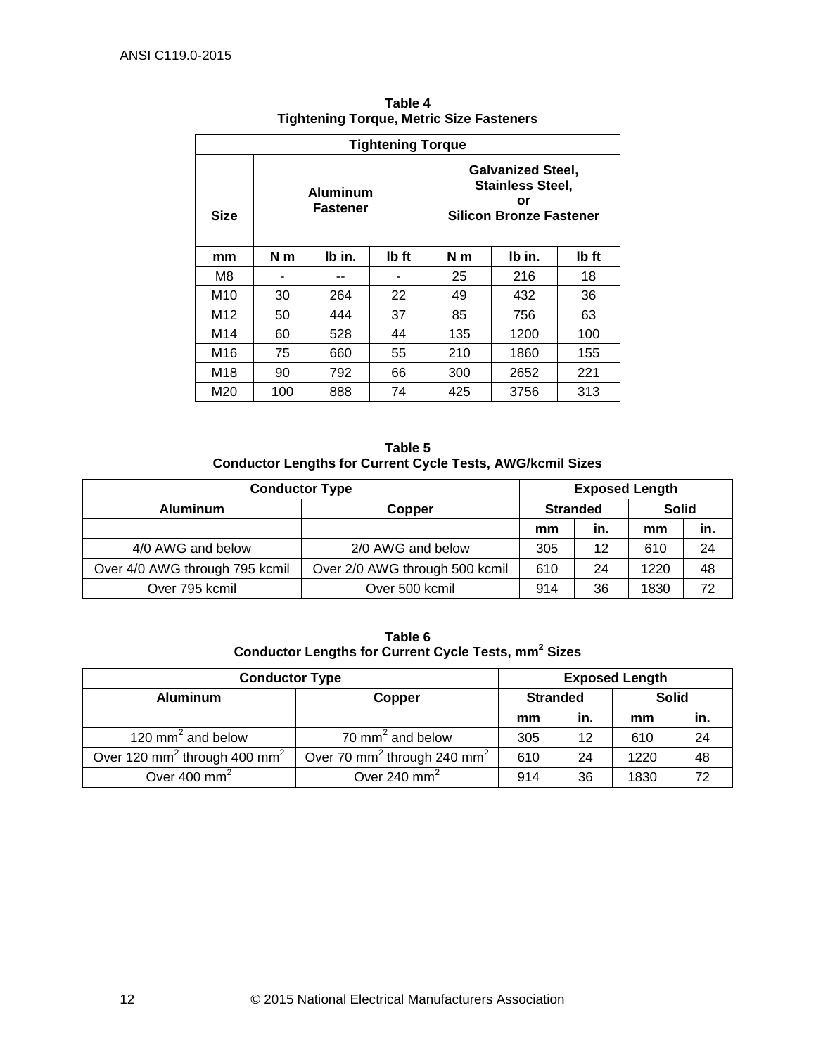**Table 4**
**Tightening Torque, Metric Size Fasteners**

| Size | Tightening Torque | | | | | |
|---|---|---|---|---|---|---|
| | Aluminum Fastener | | | Galvanized Steel, Stainless Steel, or Silicon Bronze Fastener | | |
| mm | N m | lb in. | lb ft | N m | lb in. | lb ft |
| M8 | - | -- | - | 25 | 216 | 18 |
| M10 | 30 | 264 | 22 | 49 | 432 | 36 |
| M12 | 50 | 444 | 37 | 85 | 756 | 63 |
| M14 | 60 | 528 | 44 | 135 | 1200 | 100 |
| M16 | 75 | 660 | 55 | 210 | 1860 | 155 |
| M18 | 90 | 792 | 66 | 300 | 2652 | 221 |
| M20 | 100 | 888 | 74 | 425 | 3756 | 313 |

**Table 5**
**Conductor Lengths for Current Cycle Tests, AWG/kcmil Sizes**

| Conductor Type | | Exposed Length | | | |
|---|---|---|---|---|---|
| Aluminum | Copper | Stranded | | Solid | |
| | | mm | in. | mm | in. |
| 4/0 AWG and below | 2/0 AWG and below | 305 | 12 | 610 | 24 |
| Over 4/0 AWG through 795 kcmil | Over 2/0 AWG through 500 kcmil | 610 | 24 | 1220 | 48 |
| Over 795 kcmil | Over 500 kcmil | 914 | 36 | 1830 | 72 |

**Table 6**
**Conductor Lengths for Current Cycle Tests, mm$^2$ Sizes**

| Conductor Type | | Exposed Length | | | |
|---|---|---|---|---|---|
| Aluminum | Copper | Stranded | | Solid | |
| | | mm | in. | mm | in. |
| 120 mm$^2$ and below | 70 mm$^2$ and below | 305 | 12 | 610 | 24 |
| Over 120 mm$^2$ through 400 mm$^2$ | Over 70 mm$^2$ through 240 mm$^2$ | 610 | 24 | 1220 | 48 |
| Over 400 mm$^2$ | Over 240 mm$^2$ | 914 | 36 | 1830 | 72 |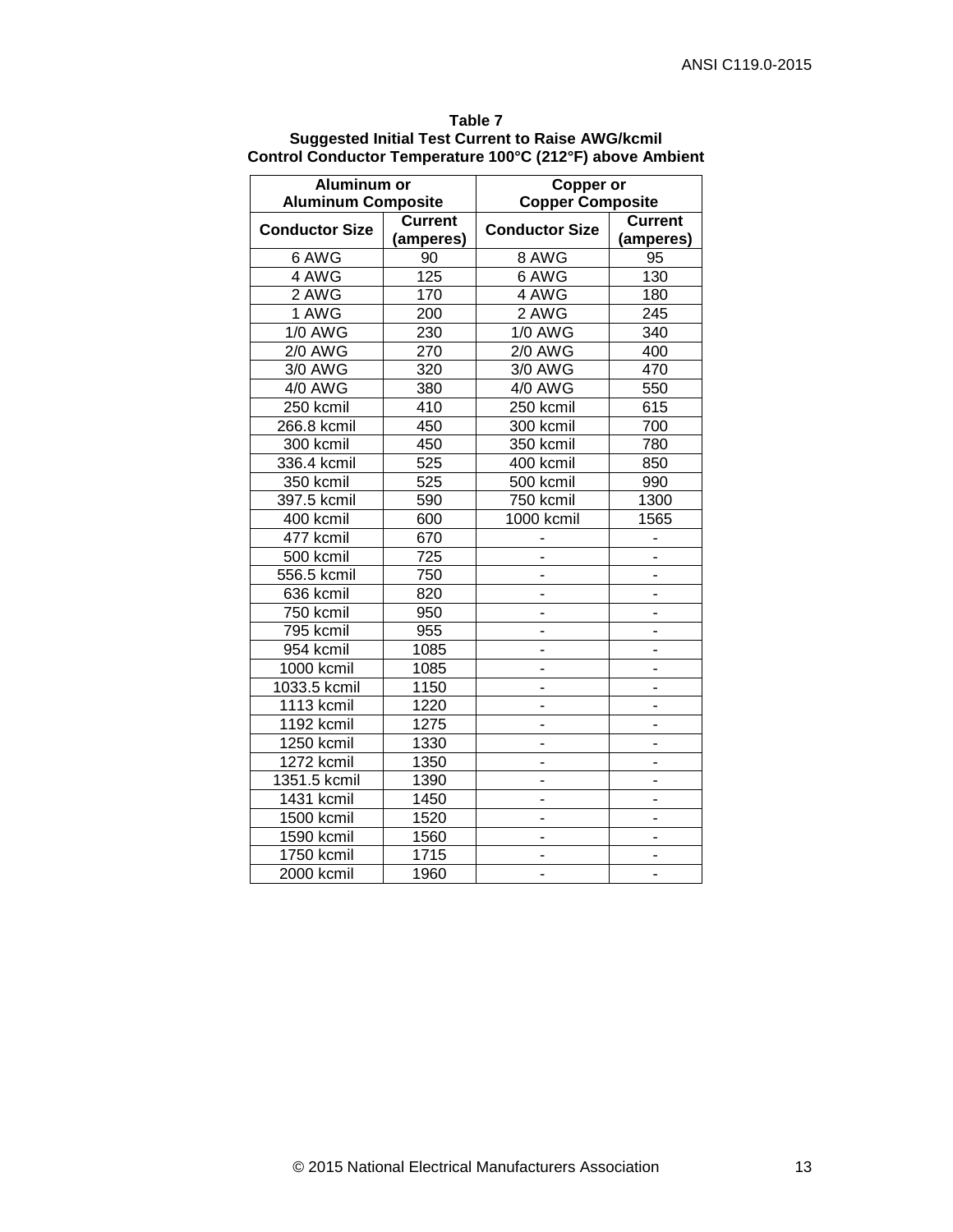**Table 7**
**Suggested Initial Test Current to Raise AWG/kcmil Control Conductor Temperature 100°C (212°F) above Ambient**

| Aluminum or Aluminum Composite | | Copper or Copper Composite | |
|---|---|---|---|
| **Conductor Size** | **Current (amperes)** | **Conductor Size** | **Current (amperes)** |
| 6 AWG | 90 | 8 AWG | 95 |
| 4 AWG | 125 | 6 AWG | 130 |
| 2 AWG | 170 | 4 AWG | 180 |
| 1 AWG | 200 | 2 AWG | 245 |
| 1/0 AWG | 230 | 1/0 AWG | 340 |
| 2/0 AWG | 270 | 2/0 AWG | 400 |
| 3/0 AWG | 320 | 3/0 AWG | 470 |
| 4/0 AWG | 380 | 4/0 AWG | 550 |
| 250 kcmil | 410 | 250 kcmil | 615 |
| 266.8 kcmil | 450 | 300 kcmil | 700 |
| 300 kcmil | 450 | 350 kcmil | 780 |
| 336.4 kcmil | 525 | 400 kcmil | 850 |
| 350 kcmil | 525 | 500 kcmil | 990 |
| 397.5 kcmil | 590 | 750 kcmil | 1300 |
| 400 kcmil | 600 | 1000 kcmil | 1565 |
| 477 kcmil | 670 | - | - |
| 500 kcmil | 725 | - | - |
| 556.5 kcmil | 750 | - | - |
| 636 kcmil | 820 | - | - |
| 750 kcmil | 950 | - | - |
| 795 kcmil | 955 | - | - |
| 954 kcmil | 1085 | - | - |
| 1000 kcmil | 1085 | - | - |
| 1033.5 kcmil | 1150 | - | - |
| 1113 kcmil | 1220 | - | - |
| 1192 kcmil | 1275 | - | - |
| 1250 kcmil | 1330 | - | - |
| 1272 kcmil | 1350 | - | - |
| 1351.5 kcmil | 1390 | - | - |
| 1431 kcmil | 1450 | - | - |
| 1500 kcmil | 1520 | - | - |
| 1590 kcmil | 1560 | - | - |
| 1750 kcmil | 1715 | - | - |
| 2000 kcmil | 1960 | - | - |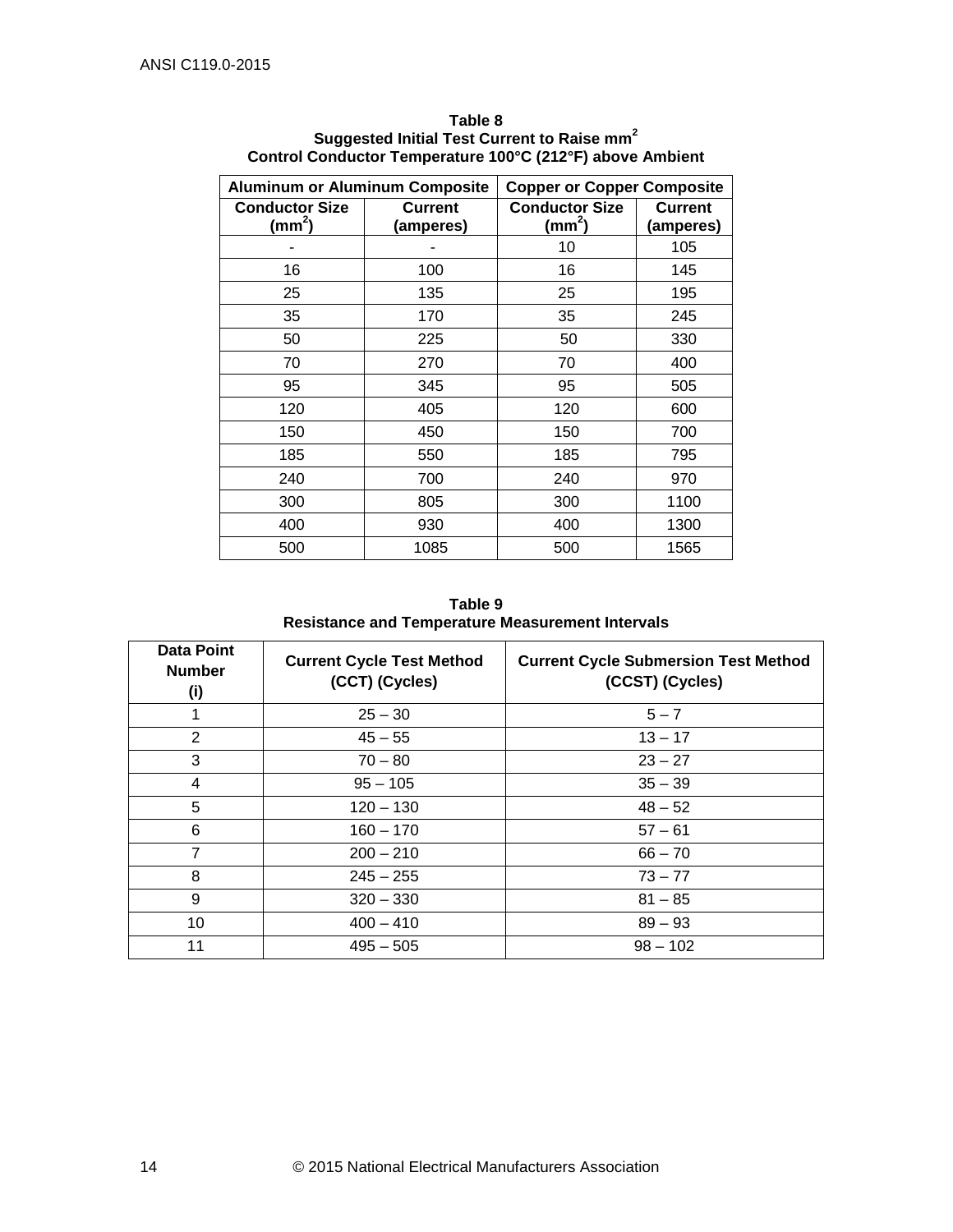**Table 8**
**Suggested Initial Test Current to Raise $mm^2$ Control Conductor Temperature 100°C (212°F) above Ambient**

| Aluminum or Aluminum Composite | | Copper or Copper Composite | |
|---|---|---|---|
| **Conductor Size ($mm^2$)** | **Current (amperes)** | **Conductor Size ($mm^2$)** | **Current (amperes)** |
| - | - | 10 | 105 |
| 16 | 100 | 16 | 145 |
| 25 | 135 | 25 | 195 |
| 35 | 170 | 35 | 245 |
| 50 | 225 | 50 | 330 |
| 70 | 270 | 70 | 400 |
| 95 | 345 | 95 | 505 |
| 120 | 405 | 120 | 600 |
| 150 | 450 | 150 | 700 |
| 185 | 550 | 185 | 795 |
| 240 | 700 | 240 | 970 |
| 300 | 805 | 300 | 1100 |
| 400 | 930 | 400 | 1300 |
| 500 | 1085 | 500 | 1565 |

**Table 9**
**Resistance and Temperature Measurement Intervals**

| Data Point Number (i) | Current Cycle Test Method (CCT) (Cycles) | Current Cycle Submersion Test Method (CCST) (Cycles) |
|---|---|---|
| 1 | 25 – 30 | 5 – 7 |
| 2 | 45 – 55 | 13 – 17 |
| 3 | 70 – 80 | 23 – 27 |
| 4 | 95 – 105 | 35 – 39 |
| 5 | 120 – 130 | 48 – 52 |
| 6 | 160 – 170 | 57 – 61 |
| 7 | 200 – 210 | 66 – 70 |
| 8 | 245 – 255 | 73 – 77 |
| 9 | 320 – 330 | 81 – 85 |
| 10 | 400 – 410 | 89 – 93 |
| 11 | 495 – 505 | 98 – 102 |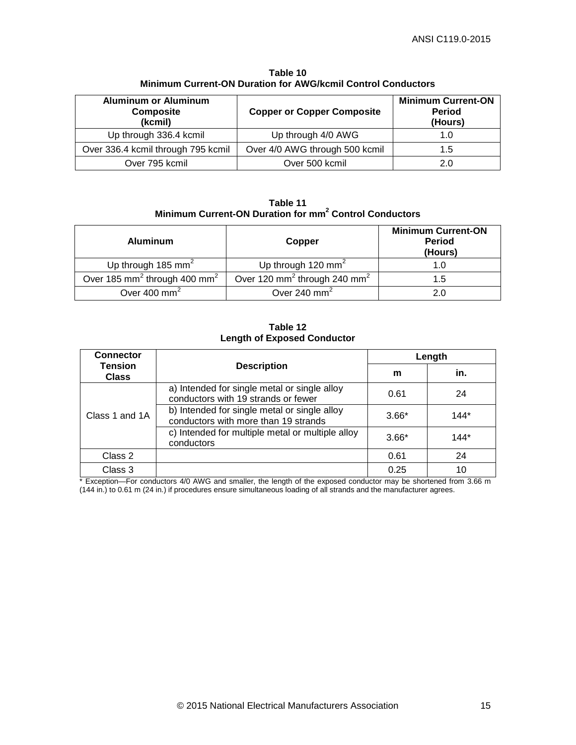**Table 10**
**Minimum Current-ON Duration for AWG/kcmil Control Conductors**

| Aluminum or Aluminum Composite (kcmil) | Copper or Copper Composite | Minimum Current-ON Period (Hours) |
|---|---|---|
| Up through 336.4 kcmil | Up through 4/0 AWG | 1.0 |
| Over 336.4 kcmil through 795 kcmil | Over 4/0 AWG through 500 kcmil | 1.5 |
| Over 795 kcmil | Over 500 kcmil | 2.0 |

**Table 11**
**Minimum Current-ON Duration for $mm^2$ Control Conductors**

| Aluminum | Copper | Minimum Current-ON Period (Hours) |
|---|---|---|
| Up through 185 $mm^2$ | Up through 120 $mm^2$ | 1.0 |
| Over 185 $mm^2$ through 400 $mm^2$ | Over 120 $mm^2$ through 240 $mm^2$ | 1.5 |
| Over 400 $mm^2$ | Over 240 $mm^2$ | 2.0 |

**Table 12**
**Length of Exposed Conductor**

| Connector Tension Class | Description | Length | |
|---|---|---|---|
| | | m | in. |
| Class 1 and 1A | a) Intended for single metal or single alloy conductors with 19 strands or fewer | 0.61 | 24 |
| | b) Intended for single metal or single alloy conductors with more than 19 strands | 3.66* | 144* |
| | c) Intended for multiple metal or multiple alloy conductors | 3.66* | 144* |
| Class 2 | | 0.61 | 24 |
| Class 3 | | 0.25 | 10 |

* Exception—For conductors 4/0 AWG and smaller, the length of the exposed conductor may be shortened from 3.66 m (144 in.) to 0.61 m (24 in.) if procedures ensure simultaneous loading of all strands and the manufacturer agrees.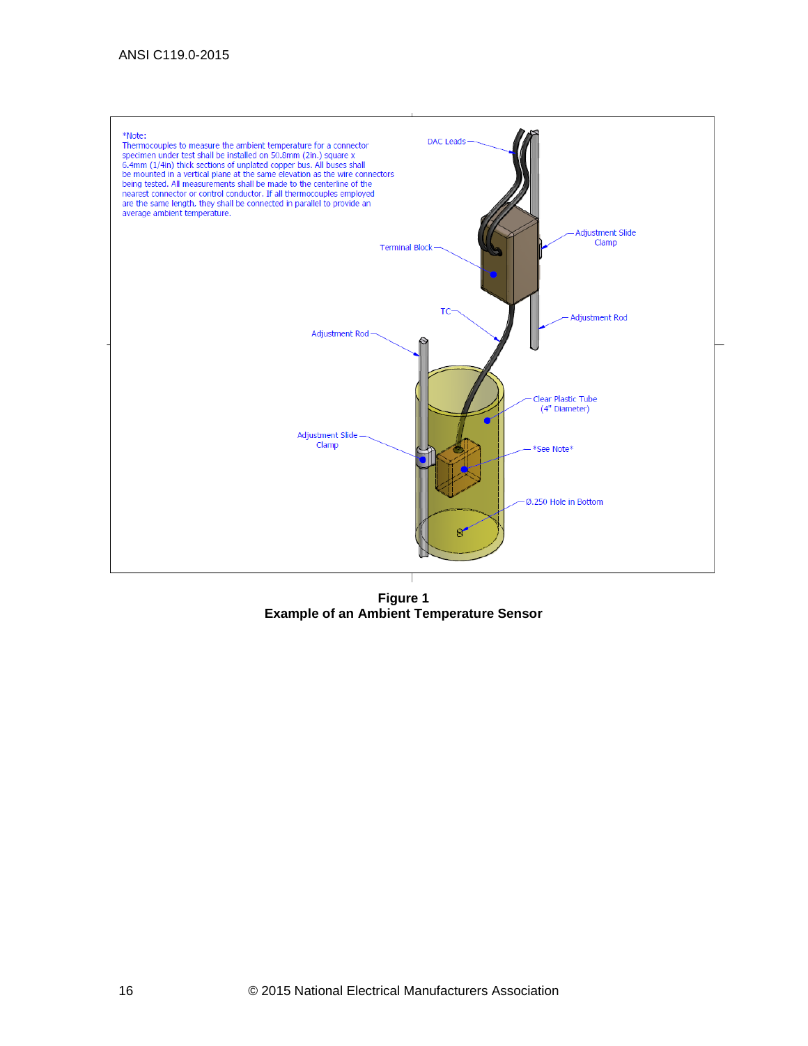*Note:
Thermocouples to measure the ambient temperature for a connector specimen under test shall be installed on 50.8mm (2in.) square x 6.4mm (1/4in) thick sections of unplated copper bus. All buses shall be mounted in a vertical plane at the same elevation as the wire connectors being tested. All measurements shall be made to the centerline of the nearest connector or control conductor. If all thermocouples employed are the same length, they shall be connected in parallel to provide an average ambient temperature.

DAC Leads

Adjustment Slide Clamp

Terminal Block

TC

Adjustment Rod

Adjustment Rod

Clear Plastic Tube (4" Diameter)

Adjustment Slide Clamp

*See Note*

Ø.250 Hole in Bottom

**Figure 1**
**Example of an Ambient Temperature Sensor**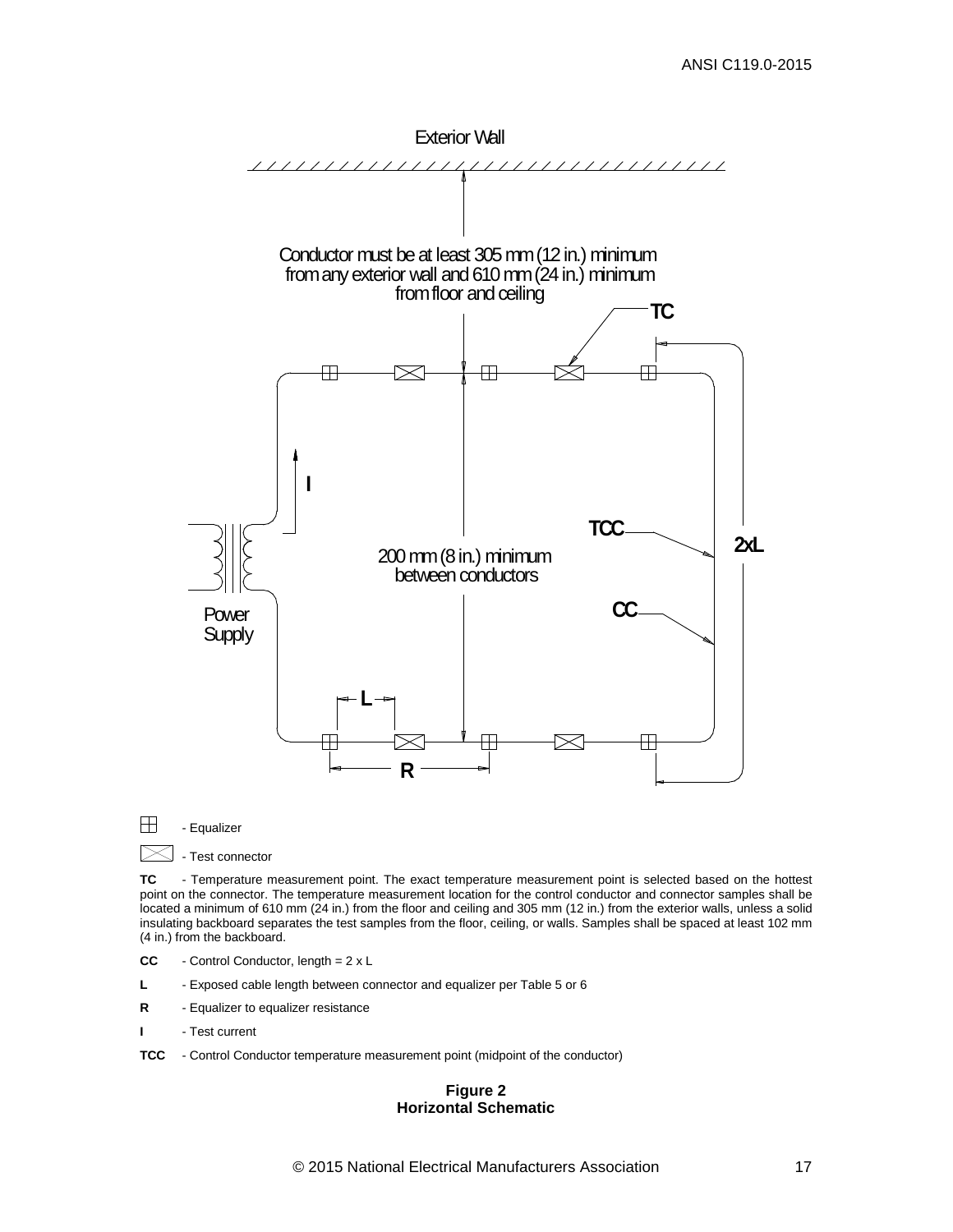Exterior Wall

Conductor must be at least 305 mm (12 in.) minimum from any exterior wall and 610 mm (24 in.) minimum from floor and ceiling

TC

I

TCC

2xL

200 mm (8 in.) minimum between conductors

Power Supply

CC

L

R

⊞ - Equalizer

⊠ - Test connector

**TC** - Temperature measurement point. The exact temperature measurement point is selected based on the hottest point on the connector. The temperature measurement location for the control conductor and connector samples shall be located a minimum of 610 mm (24 in.) from the floor and ceiling and 305 mm (12 in.) from the exterior walls, unless a solid insulating backboard separates the test samples from the floor, ceiling, or walls. Samples shall be spaced at least 102 mm (4 in.) from the backboard.

**CC** - Control Conductor, length = 2 x L

**L** - Exposed cable length between connector and equalizer per Table 5 or 6

**R** - Equalizer to equalizer resistance

**I** - Test current

**TCC** - Control Conductor temperature measurement point (midpoint of the conductor)

**Figure 2**
**Horizontal Schematic**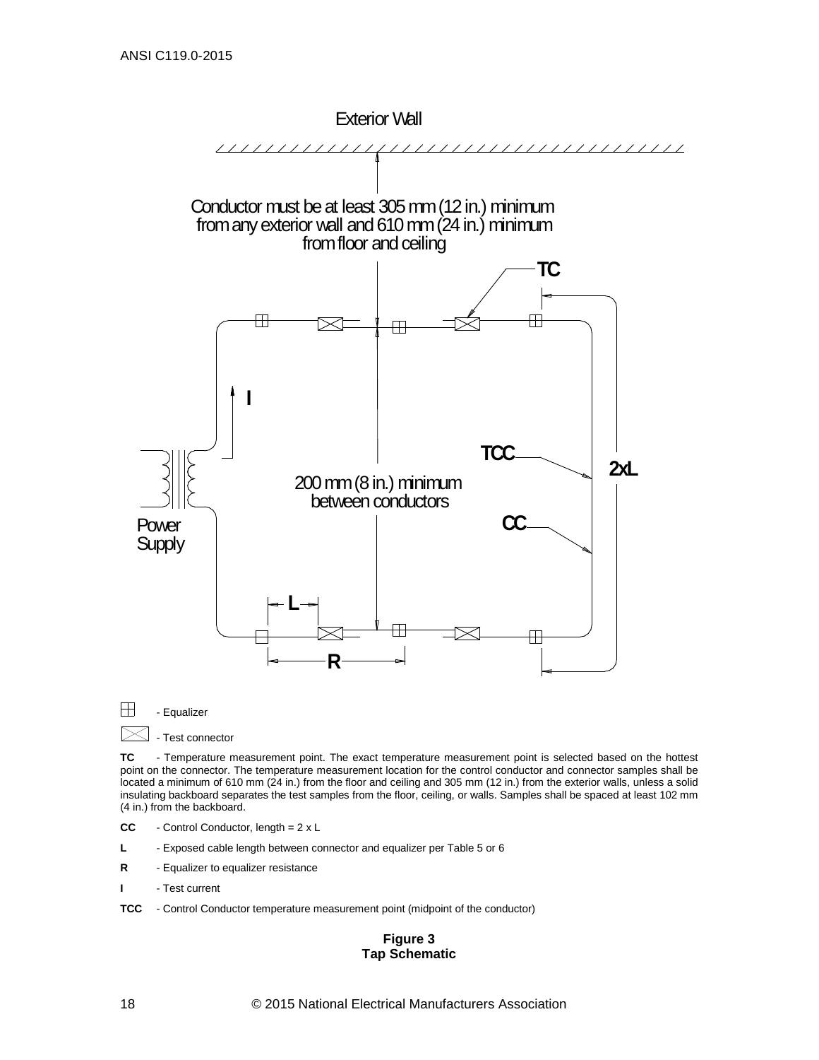Exterior Wall

Conductor must be at least 305 mm (12 in.) minimum from any exterior wall and 610 mm (24 in.) minimum from floor and ceiling

TC

I

TCC

2xL

200 mm (8 in.) minimum between conductors

CC

Power Supply

L

R

⊞ - Equalizer

⊠ - Test connector

**TC** - Temperature measurement point. The exact temperature measurement point is selected based on the hottest point on the connector. The temperature measurement location for the control conductor and connector samples shall be located a minimum of 610 mm (24 in.) from the floor and ceiling and 305 mm (12 in.) from the exterior walls, unless a solid insulating backboard separates the test samples from the floor, ceiling, or walls. Samples shall be spaced at least 102 mm (4 in.) from the backboard.

**CC** - Control Conductor, length = 2 x L

**L** - Exposed cable length between connector and equalizer per Table 5 or 6

**R** - Equalizer to equalizer resistance

**I** - Test current

**TCC** - Control Conductor temperature measurement point (midpoint of the conductor)

**Figure 3**
**Tap Schematic**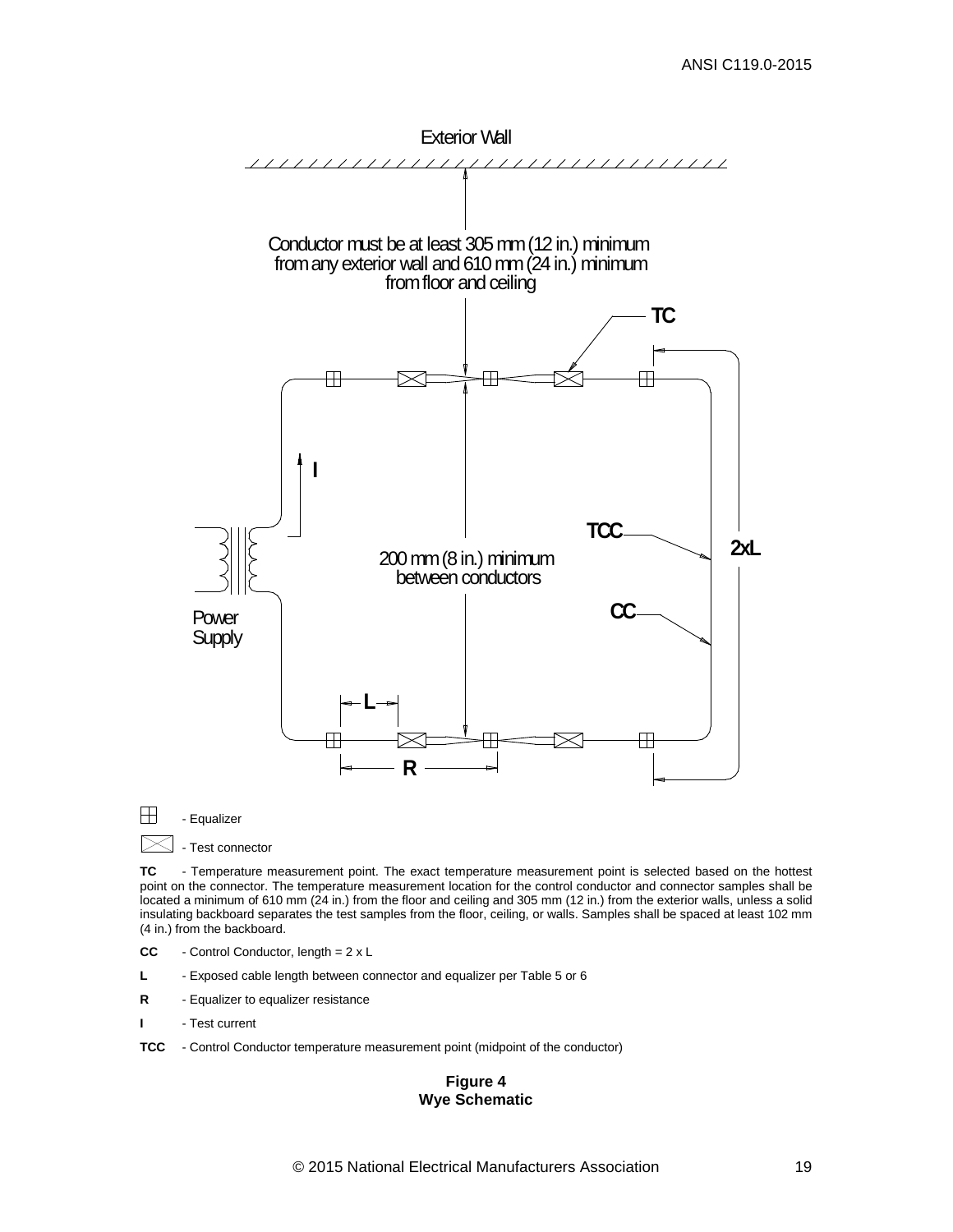Exterior Wall

Conductor must be at least 305 mm (12 in.) minimum from any exterior wall and 610 mm (24 in.) minimum from floor and ceiling

TC

I

TCC

2xL

200 mm (8 in.) minimum between conductors

CC

Power Supply

L

R

⊞ - Equalizer

⊠ - Test connector

**TC** - Temperature measurement point. The exact temperature measurement point is selected based on the hottest point on the connector. The temperature measurement location for the control conductor and connector samples shall be located a minimum of 610 mm (24 in.) from the floor and ceiling and 305 mm (12 in.) from the exterior walls, unless a solid insulating backboard separates the test samples from the floor, ceiling, or walls. Samples shall be spaced at least 102 mm (4 in.) from the backboard.

**CC** - Control Conductor, length = 2 x L

**L** - Exposed cable length between connector and equalizer per Table 5 or 6

**R** - Equalizer to equalizer resistance

**I** - Test current

**TCC** - Control Conductor temperature measurement point (midpoint of the conductor)

**Figure 4**
**Wye Schematic**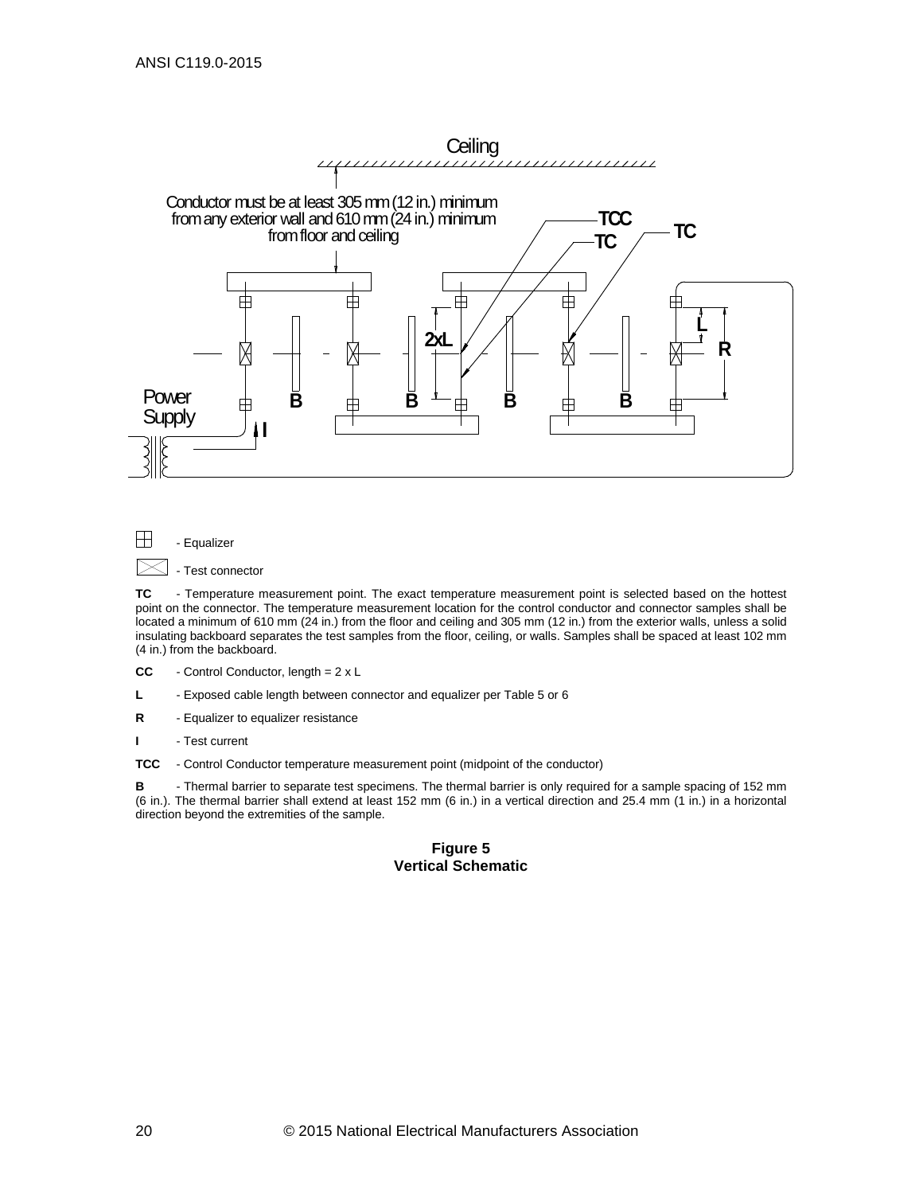Ceiling

Conductor must be at least 305 mm (12 in.) minimum from any exterior wall and 610 mm (24 in.) minimum from floor and ceiling

TCC

TC

TC

2xL

L

R

Power Supply

B B B B

I

⊞ - Equalizer

⊠ - Test connector

**TC** - Temperature measurement point. The exact temperature measurement point is selected based on the hottest point on the connector. The temperature measurement location for the control conductor and connector samples shall be located a minimum of 610 mm (24 in.) from the floor and ceiling and 305 mm (12 in.) from the exterior walls, unless a solid insulating backboard separates the test samples from the floor, ceiling, or walls. Samples shall be spaced at least 102 mm (4 in.) from the backboard.

**CC** - Control Conductor, length = 2 x L

**L** - Exposed cable length between connector and equalizer per Table 5 or 6

**R** - Equalizer to equalizer resistance

**I** - Test current

**TCC** - Control Conductor temperature measurement point (midpoint of the conductor)

**B** - Thermal barrier to separate test specimens. The thermal barrier is only required for a sample spacing of 152 mm (6 in.). The thermal barrier shall extend at least 152 mm (6 in.) in a vertical direction and 25.4 mm (1 in.) in a horizontal direction beyond the extremities of the sample.

**Figure 5**
**Vertical Schematic**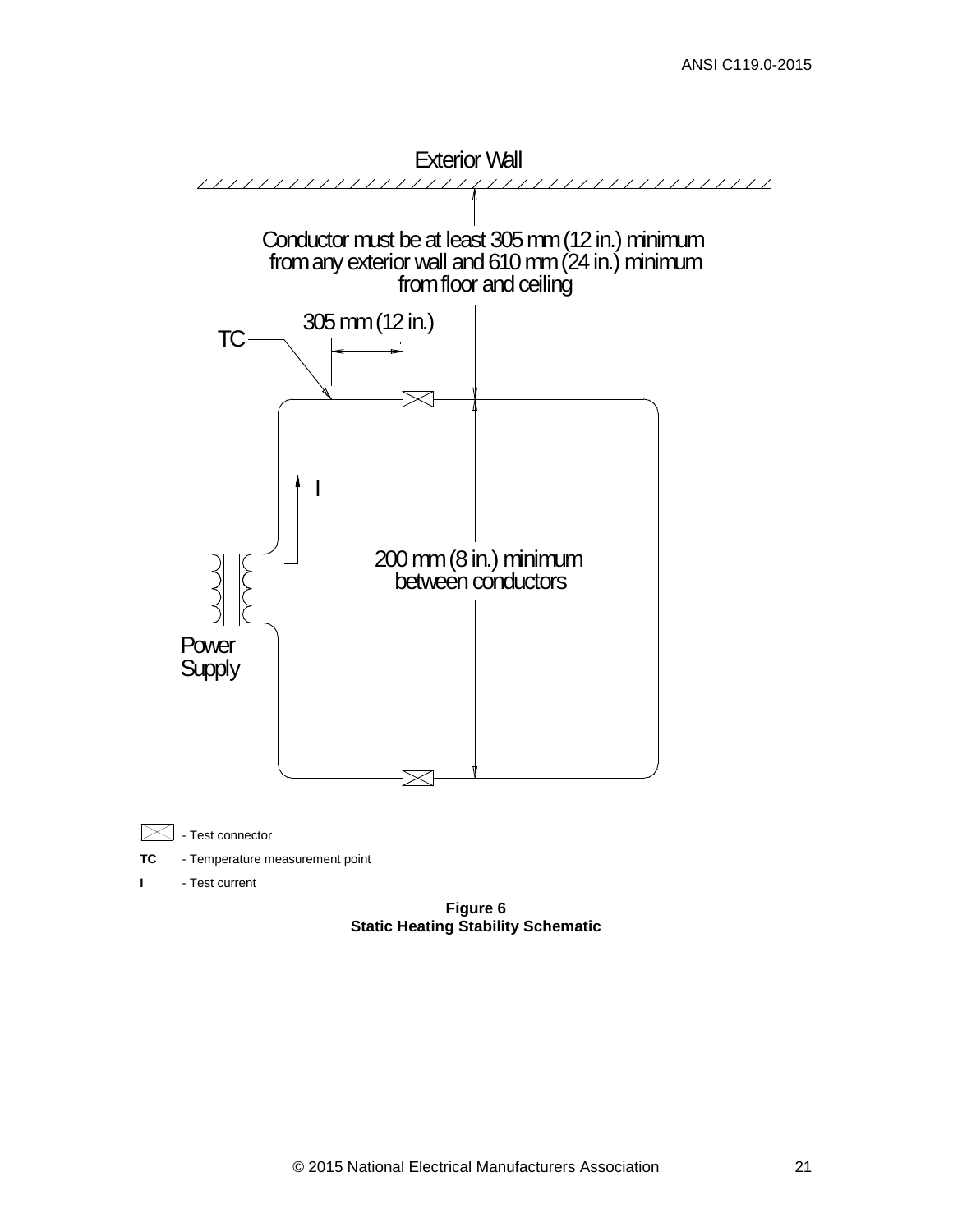Exterior Wall

Conductor must be at least 305 mm (12 in.) minimum from any exterior wall and 610 mm (24 in.) minimum from floor and ceiling

305 mm (12 in.)

TC

I

200 mm (8 in.) minimum between conductors

Power Supply

- Test connector

**TC** - Temperature measurement point

**I** - Test current

**Figure 6**
**Static Heating Stability Schematic**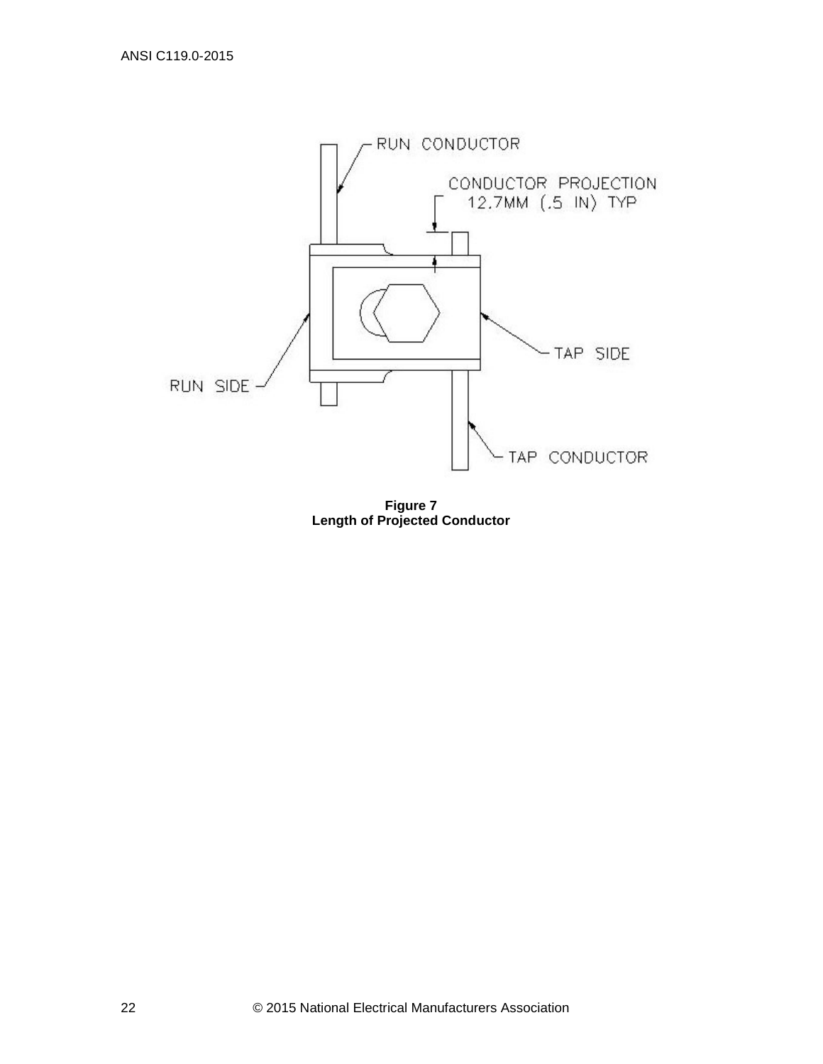RUN CONDUCTOR

CONDUCTOR PROJECTION 12.7MM (.5 IN) TYP

RUN SIDE

TAP SIDE

TAP CONDUCTOR

**Figure 7**
**Length of Projected Conductor**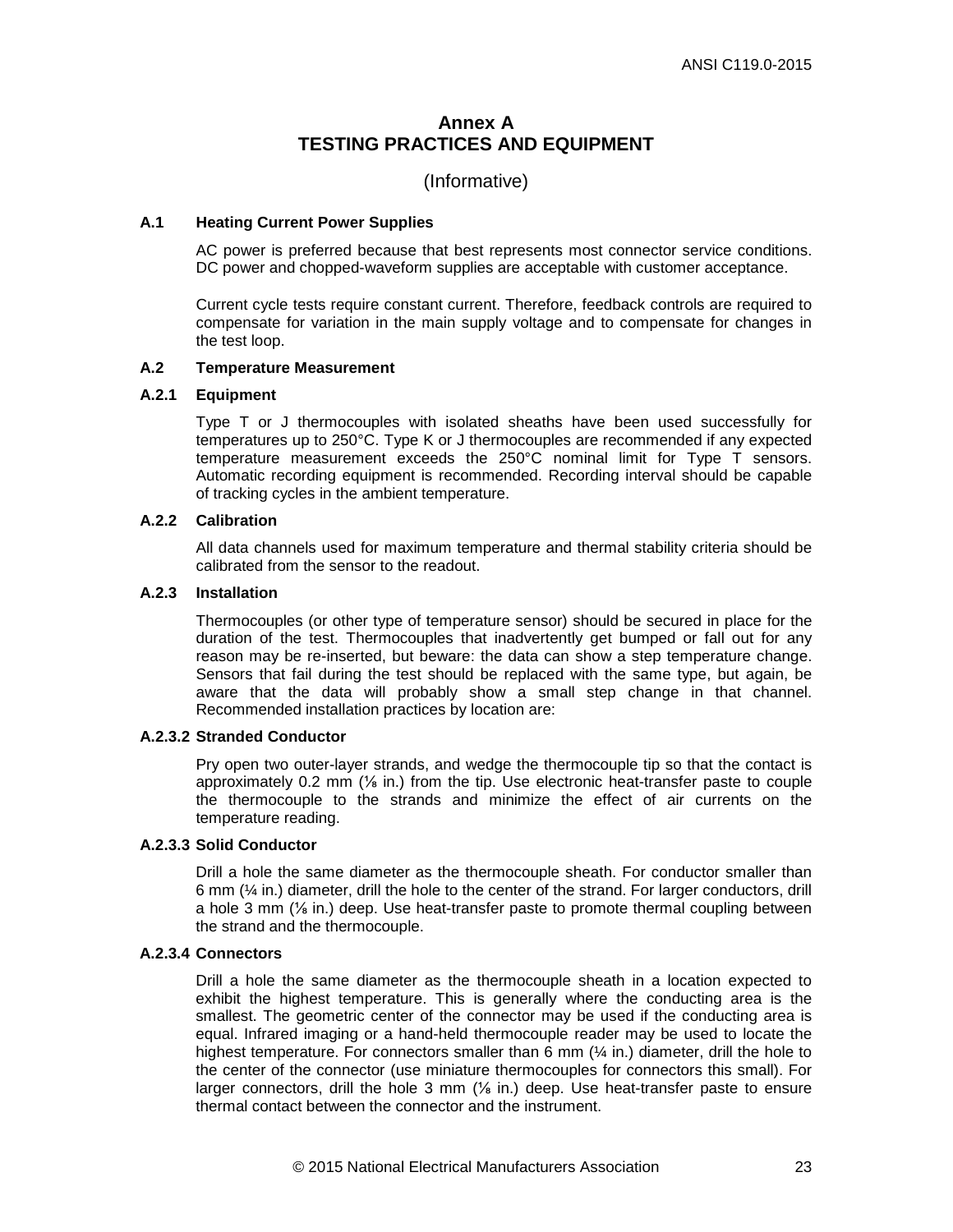# Annex A
# TESTING PRACTICES AND EQUIPMENT

(Informative)

### A.1 Heating Current Power Supplies

AC power is preferred because that best represents most connector service conditions. DC power and chopped-waveform supplies are acceptable with customer acceptance.

Current cycle tests require constant current. Therefore, feedback controls are required to compensate for variation in the main supply voltage and to compensate for changes in the test loop.

### A.2 Temperature Measurement

#### A.2.1 Equipment

Type T or J thermocouples with isolated sheaths have been used successfully for temperatures up to 250°C. Type K or J thermocouples are recommended if any expected temperature measurement exceeds the 250°C nominal limit for Type T sensors. Automatic recording equipment is recommended. Recording interval should be capable of tracking cycles in the ambient temperature.

#### A.2.2 Calibration

All data channels used for maximum temperature and thermal stability criteria should be calibrated from the sensor to the readout.

#### A.2.3 Installation

Thermocouples (or other type of temperature sensor) should be secured in place for the duration of the test. Thermocouples that inadvertently get bumped or fall out for any reason may be re-inserted, but beware: the data can show a step temperature change. Sensors that fail during the test should be replaced with the same type, but again, be aware that the data will probably show a small step change in that channel. Recommended installation practices by location are:

#### A.2.3.2 Stranded Conductor

Pry open two outer-layer strands, and wedge the thermocouple tip so that the contact is approximately 0.2 mm (⅛ in.) from the tip. Use electronic heat-transfer paste to couple the thermocouple to the strands and minimize the effect of air currents on the temperature reading.

#### A.2.3.3 Solid Conductor

Drill a hole the same diameter as the thermocouple sheath. For conductor smaller than 6 mm (¼ in.) diameter, drill the hole to the center of the strand. For larger conductors, drill a hole 3 mm (⅛ in.) deep. Use heat-transfer paste to promote thermal coupling between the strand and the thermocouple.

#### A.2.3.4 Connectors

Drill a hole the same diameter as the thermocouple sheath in a location expected to exhibit the highest temperature. This is generally where the conducting area is the smallest. The geometric center of the connector may be used if the conducting area is equal. Infrared imaging or a hand-held thermocouple reader may be used to locate the highest temperature. For connectors smaller than 6 mm (¼ in.) diameter, drill the hole to the center of the connector (use miniature thermocouples for connectors this small). For larger connectors, drill the hole 3 mm (⅛ in.) deep. Use heat-transfer paste to ensure thermal contact between the connector and the instrument.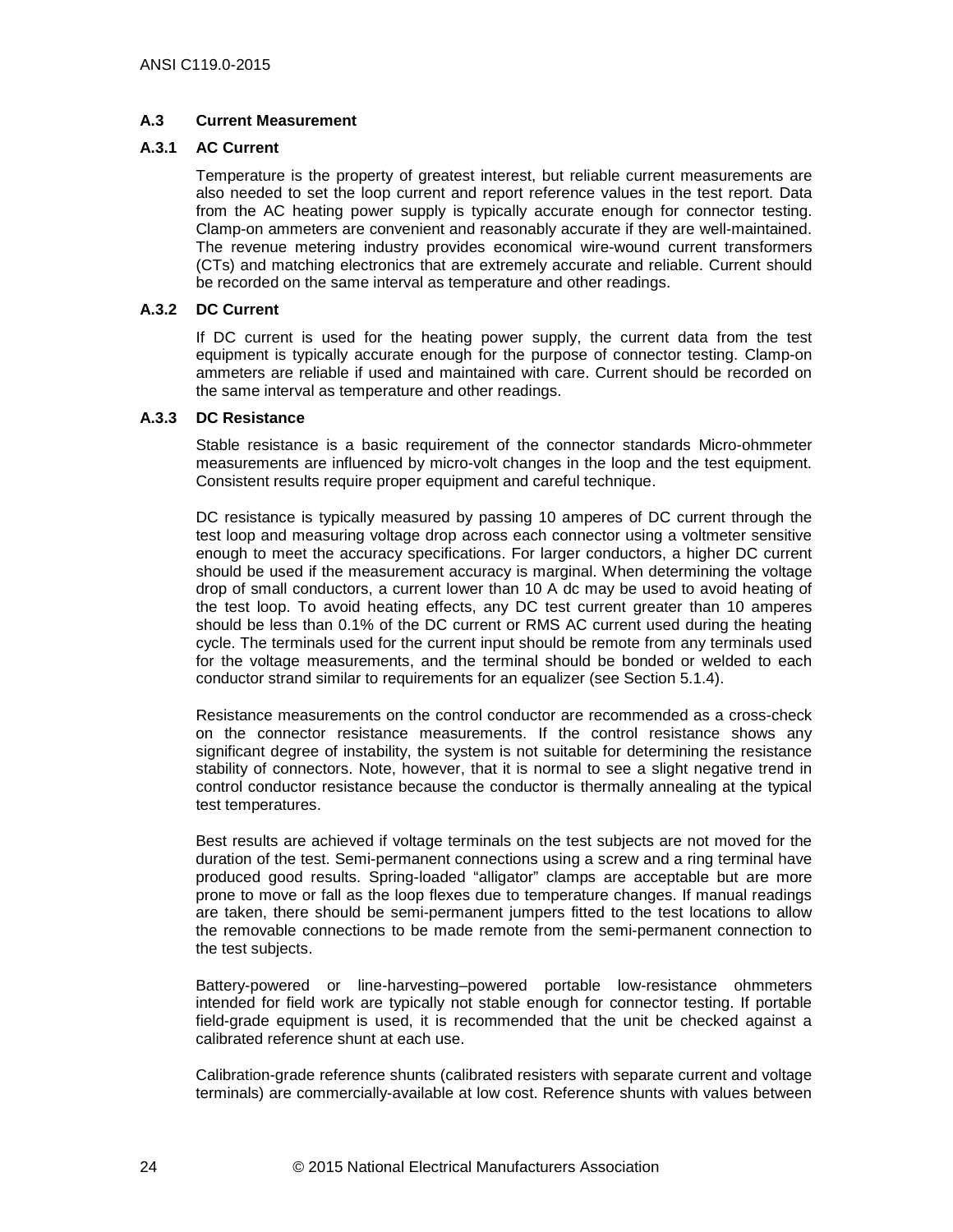### A.3 Current Measurement

#### A.3.1 AC Current

Temperature is the property of greatest interest, but reliable current measurements are also needed to set the loop current and report reference values in the test report. Data from the AC heating power supply is typically accurate enough for connector testing. Clamp-on ammeters are convenient and reasonably accurate if they are well-maintained. The revenue metering industry provides economical wire-wound current transformers (CTs) and matching electronics that are extremely accurate and reliable. Current should be recorded on the same interval as temperature and other readings.

#### A.3.2 DC Current

If DC current is used for the heating power supply, the current data from the test equipment is typically accurate enough for the purpose of connector testing. Clamp-on ammeters are reliable if used and maintained with care. Current should be recorded on the same interval as temperature and other readings.

#### A.3.3 DC Resistance

Stable resistance is a basic requirement of the connector standards Micro-ohmmeter measurements are influenced by micro-volt changes in the loop and the test equipment. Consistent results require proper equipment and careful technique.

DC resistance is typically measured by passing 10 amperes of DC current through the test loop and measuring voltage drop across each connector using a voltmeter sensitive enough to meet the accuracy specifications. For larger conductors, a higher DC current should be used if the measurement accuracy is marginal. When determining the voltage drop of small conductors, a current lower than 10 A dc may be used to avoid heating of the test loop. To avoid heating effects, any DC test current greater than 10 amperes should be less than 0.1% of the DC current or RMS AC current used during the heating cycle. The terminals used for the current input should be remote from any terminals used for the voltage measurements, and the terminal should be bonded or welded to each conductor strand similar to requirements for an equalizer (see Section 5.1.4).

Resistance measurements on the control conductor are recommended as a cross-check on the connector resistance measurements. If the control resistance shows any significant degree of instability, the system is not suitable for determining the resistance stability of connectors. Note, however, that it is normal to see a slight negative trend in control conductor resistance because the conductor is thermally annealing at the typical test temperatures.

Best results are achieved if voltage terminals on the test subjects are not moved for the duration of the test. Semi-permanent connections using a screw and a ring terminal have produced good results. Spring-loaded “alligator” clamps are acceptable but are more prone to move or fall as the loop flexes due to temperature changes. If manual readings are taken, there should be semi-permanent jumpers fitted to the test locations to allow the removable connections to be made remote from the semi-permanent connection to the test subjects.

Battery-powered or line-harvesting–powered portable low-resistance ohmmeters intended for field work are typically not stable enough for connector testing. If portable field-grade equipment is used, it is recommended that the unit be checked against a calibrated reference shunt at each use.

Calibration-grade reference shunts (calibrated resisters with separate current and voltage terminals) are commercially-available at low cost. Reference shunts with values between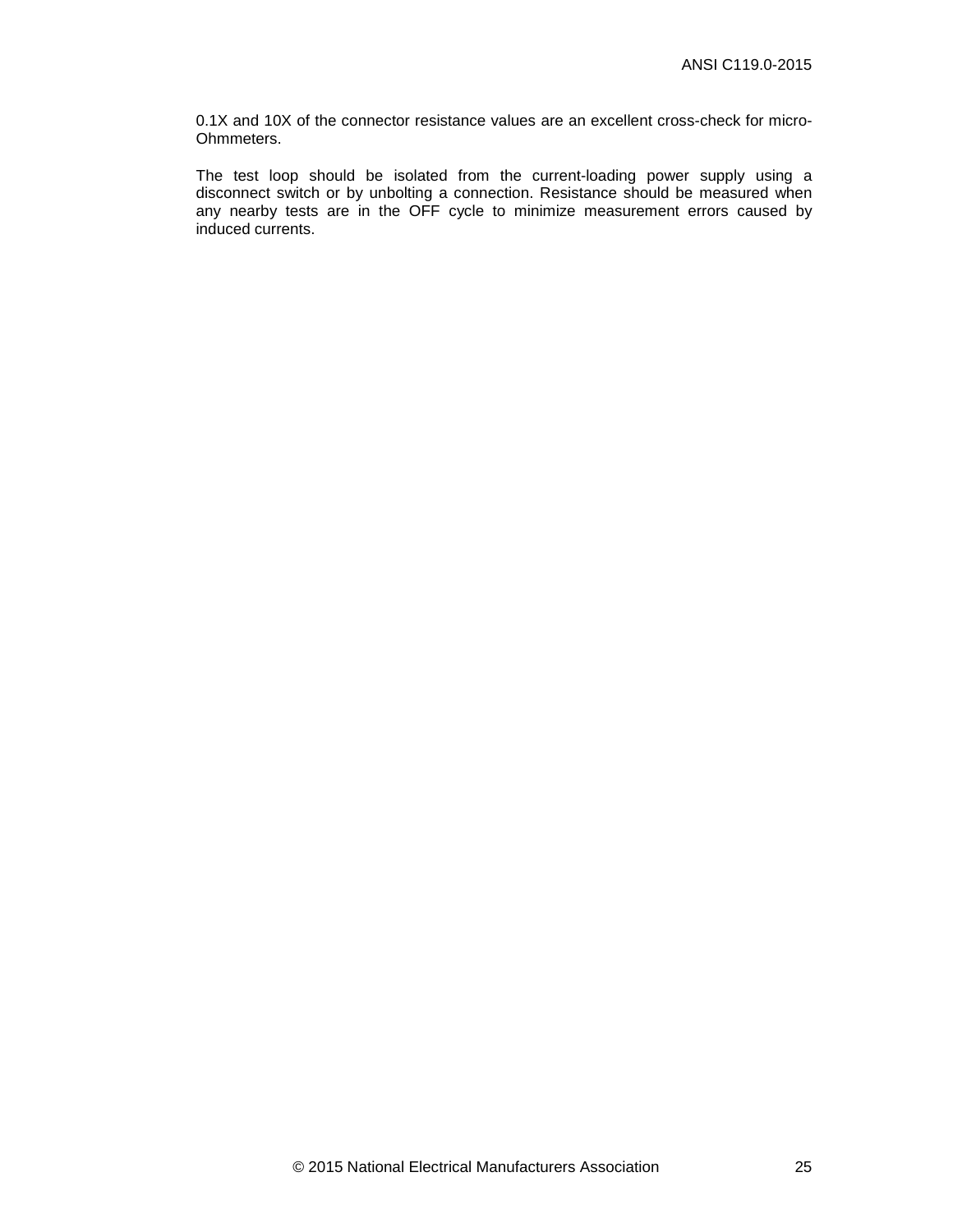0.1X and 10X of the connector resistance values are an excellent cross-check for micro-Ohmmeters.

The test loop should be isolated from the current-loading power supply using a disconnect switch or by unbolting a connection. Resistance should be measured when any nearby tests are in the OFF cycle to minimize measurement errors caused by induced currents.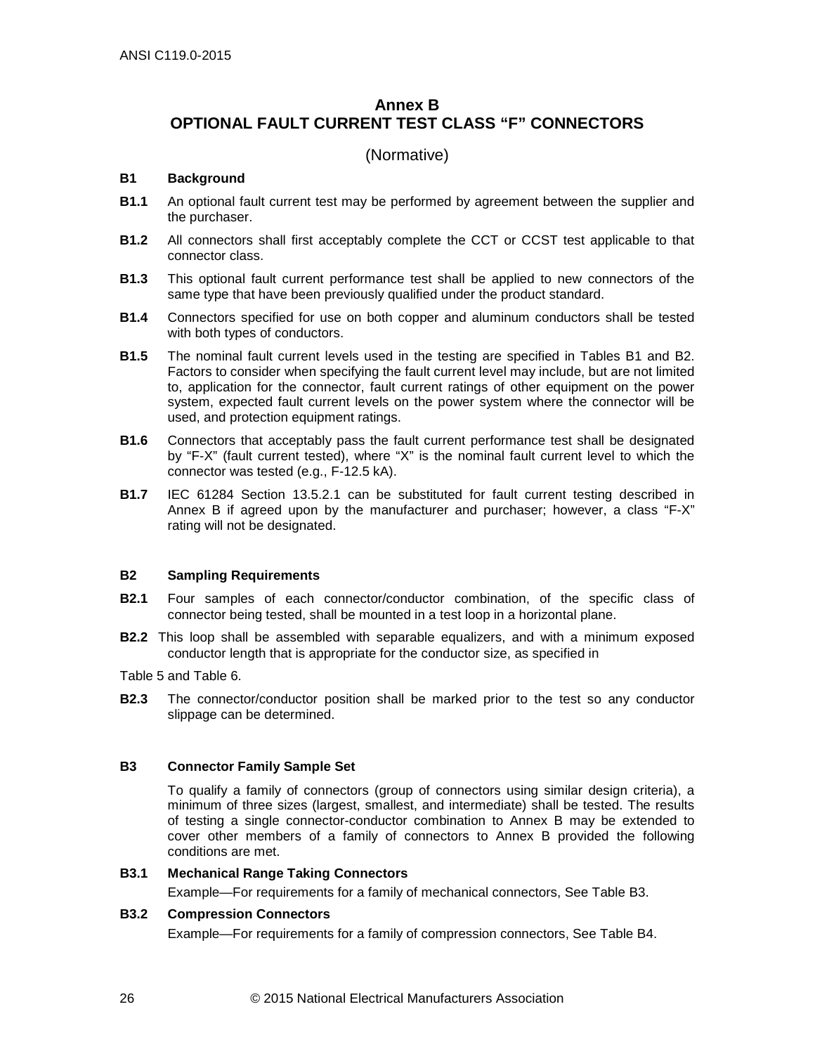# Annex B
# OPTIONAL FAULT CURRENT TEST CLASS "F" CONNECTORS

(Normative)

## B1 Background

**B1.1** An optional fault current test may be performed by agreement between the supplier and the purchaser.

**B1.2** All connectors shall first acceptably complete the CCT or CCST test applicable to that connector class.

**B1.3** This optional fault current performance test shall be applied to new connectors of the same type that have been previously qualified under the product standard.

**B1.4** Connectors specified for use on both copper and aluminum conductors shall be tested with both types of conductors.

**B1.5** The nominal fault current levels used in the testing are specified in Tables B1 and B2. Factors to consider when specifying the fault current level may include, but are not limited to, application for the connector, fault current ratings of other equipment on the power system, expected fault current levels on the power system where the connector will be used, and protection equipment ratings.

**B1.6** Connectors that acceptably pass the fault current performance test shall be designated by "F-X" (fault current tested), where "X" is the nominal fault current level to which the connector was tested (e.g., F-12.5 kA).

**B1.7** IEC 61284 Section 13.5.2.1 can be substituted for fault current testing described in Annex B if agreed upon by the manufacturer and purchaser; however, a class "F-X" rating will not be designated.

## B2 Sampling Requirements

**B2.1** Four samples of each connector/conductor combination, of the specific class of connector being tested, shall be mounted in a test loop in a horizontal plane.

**B2.2** This loop shall be assembled with separable equalizers, and with a minimum exposed conductor length that is appropriate for the conductor size, as specified in

Table 5 and Table 6.

**B2.3** The connector/conductor position shall be marked prior to the test so any conductor slippage can be determined.

## B3 Connector Family Sample Set

To qualify a family of connectors (group of connectors using similar design criteria), a minimum of three sizes (largest, smallest, and intermediate) shall be tested. The results of testing a single connector-conductor combination to Annex B may be extended to cover other members of a family of connectors to Annex B provided the following conditions are met.

### B3.1 Mechanical Range Taking Connectors

Example—For requirements for a family of mechanical connectors, See Table B3.

### B3.2 Compression Connectors

Example—For requirements for a family of compression connectors, See Table B4.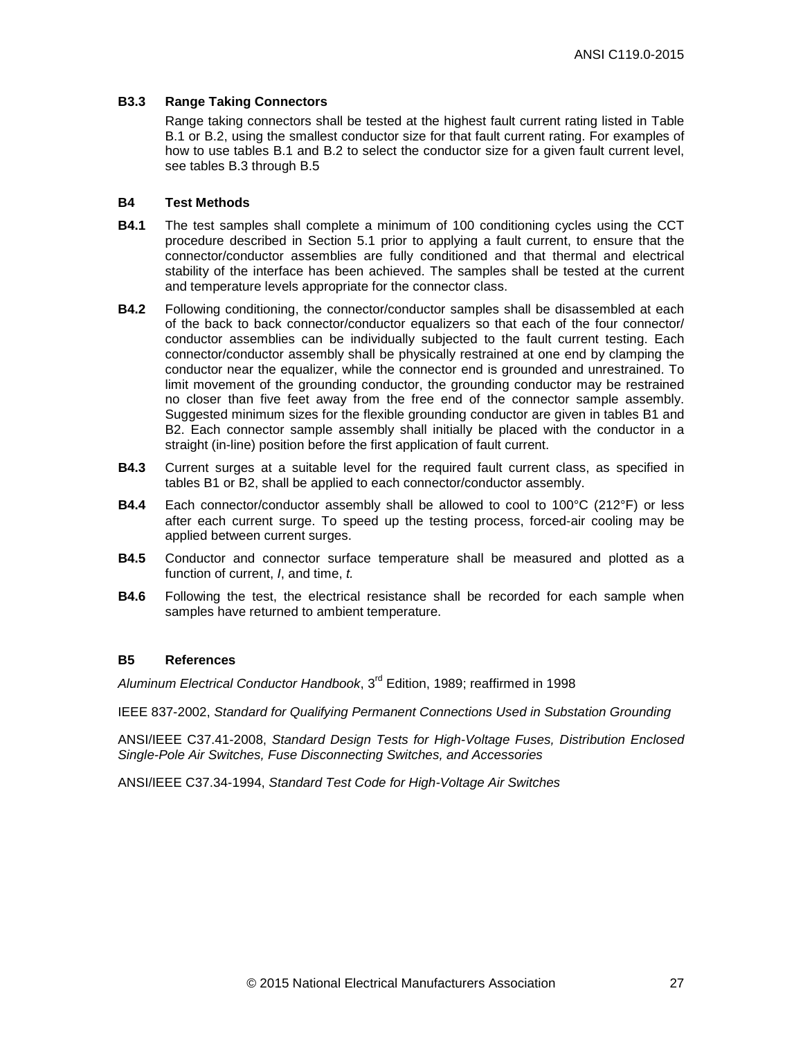### B3.3 Range Taking Connectors

Range taking connectors shall be tested at the highest fault current rating listed in Table B.1 or B.2, using the smallest conductor size for that fault current rating. For examples of how to use tables B.1 and B.2 to select the conductor size for a given fault current level, see tables B.3 through B.5

## B4 Test Methods

**B4.1** The test samples shall complete a minimum of 100 conditioning cycles using the CCT procedure described in Section 5.1 prior to applying a fault current, to ensure that the connector/conductor assemblies are fully conditioned and that thermal and electrical stability of the interface has been achieved. The samples shall be tested at the current and temperature levels appropriate for the connector class.

**B4.2** Following conditioning, the connector/conductor samples shall be disassembled at each of the back to back connector/conductor equalizers so that each of the four connector/ conductor assemblies can be individually subjected to the fault current testing. Each connector/conductor assembly shall be physically restrained at one end by clamping the conductor near the equalizer, while the connector end is grounded and unrestrained. To limit movement of the grounding conductor, the grounding conductor may be restrained no closer than five feet away from the free end of the connector sample assembly. Suggested minimum sizes for the flexible grounding conductor are given in tables B1 and B2. Each connector sample assembly shall initially be placed with the conductor in a straight (in-line) position before the first application of fault current.

**B4.3** Current surges at a suitable level for the required fault current class, as specified in tables B1 or B2, shall be applied to each connector/conductor assembly.

**B4.4** Each connector/conductor assembly shall be allowed to cool to 100°C (212°F) or less after each current surge. To speed up the testing process, forced-air cooling may be applied between current surges.

**B4.5** Conductor and connector surface temperature shall be measured and plotted as a function of current, *I*, and time, *t.*

**B4.6** Following the test, the electrical resistance shall be recorded for each sample when samples have returned to ambient temperature.

## B5 References

*Aluminum Electrical Conductor Handbook*, 3rd Edition, 1989; reaffirmed in 1998

IEEE 837-2002, *Standard for Qualifying Permanent Connections Used in Substation Grounding*

ANSI/IEEE C37.41-2008, *Standard Design Tests for High-Voltage Fuses, Distribution Enclosed Single-Pole Air Switches, Fuse Disconnecting Switches, and Accessories*

ANSI/IEEE C37.34-1994, *Standard Test Code for High-Voltage Air Switches*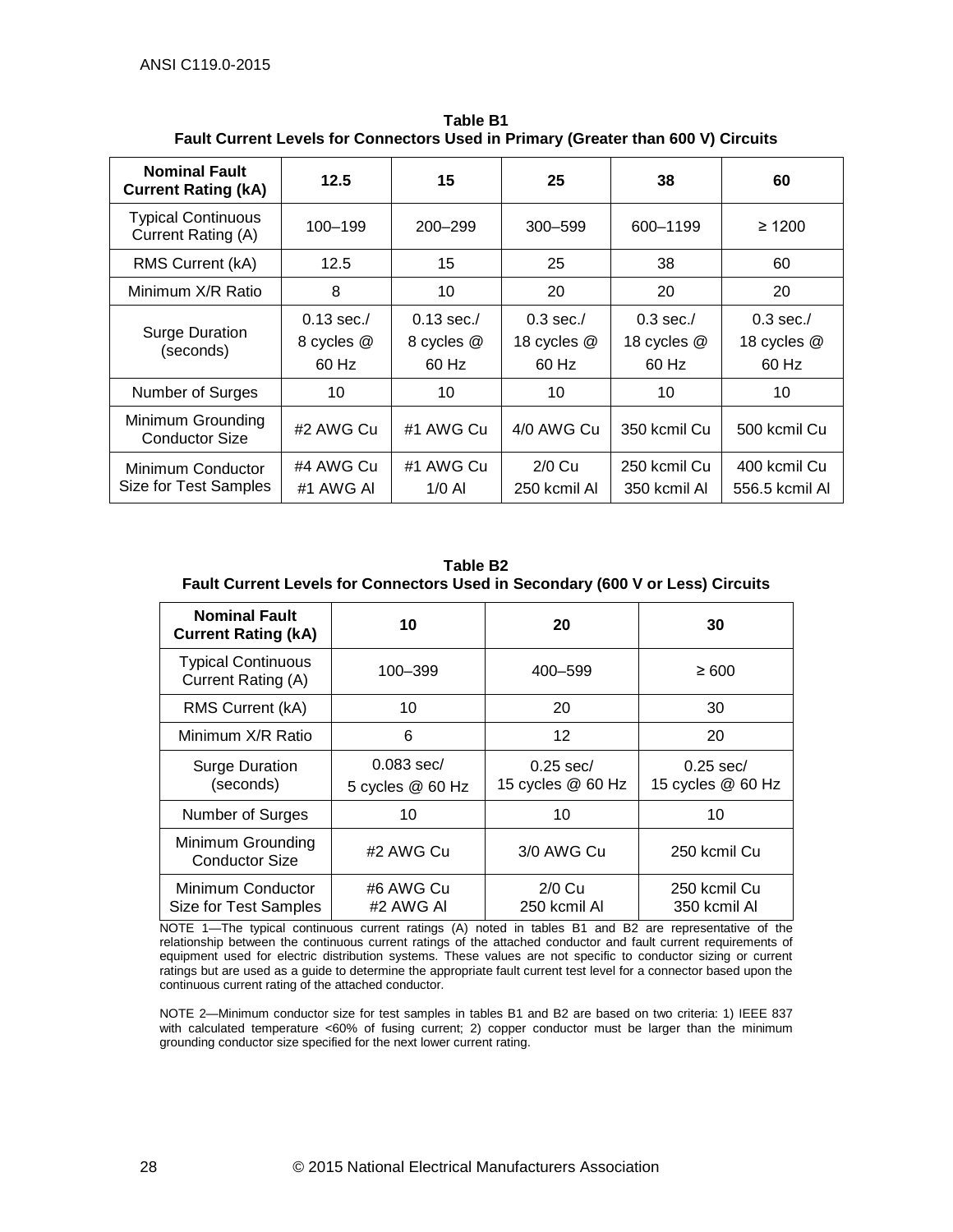**Table B1**
**Fault Current Levels for Connectors Used in Primary (Greater than 600 V) Circuits**

| Nominal Fault Current Rating (kA) | 12.5 | 15 | 25 | 38 | 60 |
|---|---|---|---|---|---|
| Typical Continuous Current Rating (A) | 100–199 | 200–299 | 300–599 | 600–1199 | ≥ 1200 |
| RMS Current (kA) | 12.5 | 15 | 25 | 38 | 60 |
| Minimum X/R Ratio | 8 | 10 | 20 | 20 | 20 |
| Surge Duration (seconds) | 0.13 sec./ 8 cycles @ 60 Hz | 0.13 sec./ 8 cycles @ 60 Hz | 0.3 sec./ 18 cycles @ 60 Hz | 0.3 sec./ 18 cycles @ 60 Hz | 0.3 sec./ 18 cycles @ 60 Hz |
| Number of Surges | 10 | 10 | 10 | 10 | 10 |
| Minimum Grounding Conductor Size | #2 AWG Cu | #1 AWG Cu | 4/0 AWG Cu | 350 kcmil Cu | 500 kcmil Cu |
| Minimum Conductor Size for Test Samples | #4 AWG Cu #1 AWG Al | #1 AWG Cu 1/0 Al | 2/0 Cu 250 kcmil Al | 250 kcmil Cu 350 kcmil Al | 400 kcmil Cu 556.5 kcmil Al |

**Table B2**
**Fault Current Levels for Connectors Used in Secondary (600 V or Less) Circuits**

| Nominal Fault Current Rating (kA) | 10 | 20 | 30 |
|---|---|---|---|
| Typical Continuous Current Rating (A) | 100–399 | 400–599 | ≥ 600 |
| RMS Current (kA) | 10 | 20 | 30 |
| Minimum X/R Ratio | 6 | 12 | 20 |
| Surge Duration (seconds) | 0.083 sec/ 5 cycles @ 60 Hz | 0.25 sec/ 15 cycles @ 60 Hz | 0.25 sec/ 15 cycles @ 60 Hz |
| Number of Surges | 10 | 10 | 10 |
| Minimum Grounding Conductor Size | #2 AWG Cu | 3/0 AWG Cu | 250 kcmil Cu |
| Minimum Conductor Size for Test Samples | #6 AWG Cu #2 AWG Al | 2/0 Cu 250 kcmil Al | 250 kcmil Cu 350 kcmil Al |

NOTE 1—The typical continuous current ratings (A) noted in tables B1 and B2 are representative of the relationship between the continuous current ratings of the attached conductor and fault current requirements of equipment used for electric distribution systems. These values are not specific to conductor sizing or current ratings but are used as a guide to determine the appropriate fault current test level for a connector based upon the continuous current rating of the attached conductor.

NOTE 2—Minimum conductor size for test samples in tables B1 and B2 are based on two criteria: 1) IEEE 837 with calculated temperature <60% of fusing current; 2) copper conductor must be larger than the minimum grounding conductor size specified for the next lower current rating.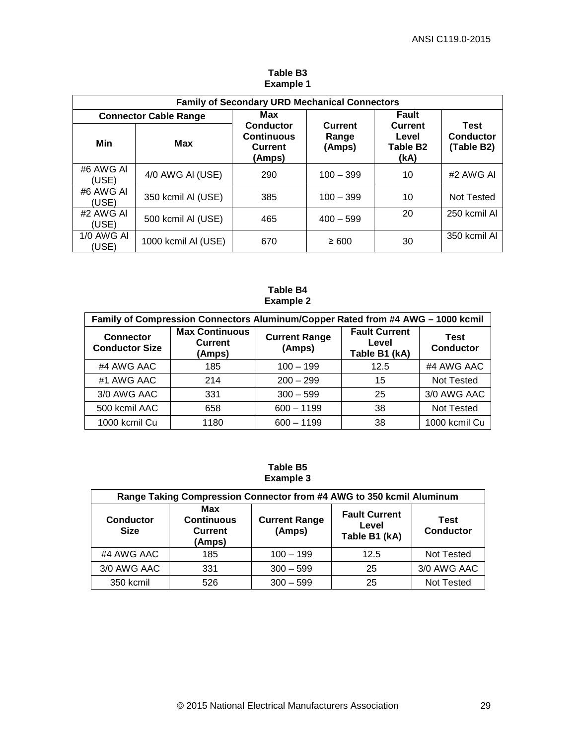**Table B3**
**Example 1**

| Family of Secondary URD Mechanical Connectors | | | | | |
|---|---|---|---|---|---|
| Connector Cable Range | | Max Conductor Continuous Current (Amps) | Current Range (Amps) | Fault Current Level Table B2 (kA) | Test Conductor (Table B2) |
| Min | Max | | | | |
| #6 AWG Al (USE) | 4/0 AWG Al (USE) | 290 | 100 – 399 | 10 | #2 AWG Al |
| #6 AWG Al (USE) | 350 kcmil Al (USE) | 385 | 100 – 399 | 10 | Not Tested |
| #2 AWG Al (USE) | 500 kcmil Al (USE) | 465 | 400 – 599 | 20 | 250 kcmil Al |
| 1/0 AWG Al (USE) | 1000 kcmil Al (USE) | 670 | ≥ 600 | 30 | 350 kcmil Al |

**Table B4**
**Example 2**

| Family of Compression Connectors Aluminum/Copper Rated from #4 AWG – 1000 kcmil | | | | |
|---|---|---|---|---|
| Connector Conductor Size | Max Continuous Current (Amps) | Current Range (Amps) | Fault Current Level Table B1 (kA) | Test Conductor |
| #4 AWG AAC | 185 | 100 – 199 | 12.5 | #4 AWG AAC |
| #1 AWG AAC | 214 | 200 – 299 | 15 | Not Tested |
| 3/0 AWG AAC | 331 | 300 – 599 | 25 | 3/0 AWG AAC |
| 500 kcmil AAC | 658 | 600 – 1199 | 38 | Not Tested |
| 1000 kcmil Cu | 1180 | 600 – 1199 | 38 | 1000 kcmil Cu |

**Table B5**
**Example 3**

| Range Taking Compression Connector from #4 AWG to 350 kcmil Aluminum | | | | |
|---|---|---|---|---|
| Conductor Size | Max Continuous Current (Amps) | Current Range (Amps) | Fault Current Level Table B1 (kA) | Test Conductor |
| #4 AWG AAC | 185 | 100 – 199 | 12.5 | Not Tested |
| 3/0 AWG AAC | 331 | 300 – 599 | 25 | 3/0 AWG AAC |
| 350 kcmil | 526 | 300 – 599 | 25 | Not Tested |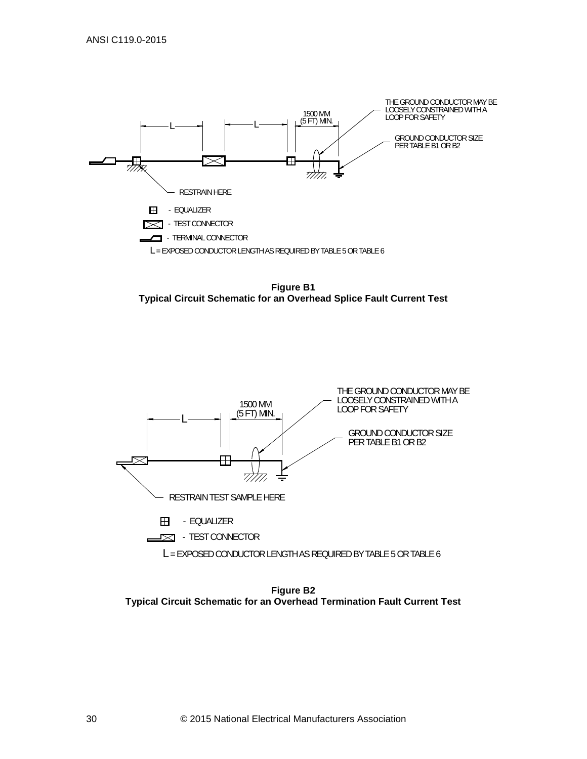THE GROUND CONDUCTOR MAY BE LOOSELY CONSTRAINED WITH A LOOP FOR SAFETY

1500 MM (5 FT) MIN.

L

GROUND CONDUCTOR SIZE PER TABLE B1 OR B2

RESTRAIN HERE

- EQUALIZER
- TEST CONNECTOR
- TERMINAL CONNECTOR

L = EXPOSED CONDUCTOR LENGTH AS REQUIRED BY TABLE 5 OR TABLE 6

**Figure B1**
**Typical Circuit Schematic for an Overhead Splice Fault Current Test**

THE GROUND CONDUCTOR MAY BE LOOSELY CONSTRAINED WITH A LOOP FOR SAFETY

1500 MM (5 FT) MIN.

L

GROUND CONDUCTOR SIZE PER TABLE B1 OR B2

RESTRAIN TEST SAMPLE HERE

- EQUALIZER
- TEST CONNECTOR

L = EXPOSED CONDUCTOR LENGTH AS REQUIRED BY TABLE 5 OR TABLE 6

**Figure B2**
**Typical Circuit Schematic for an Overhead Termination Fault Current Test**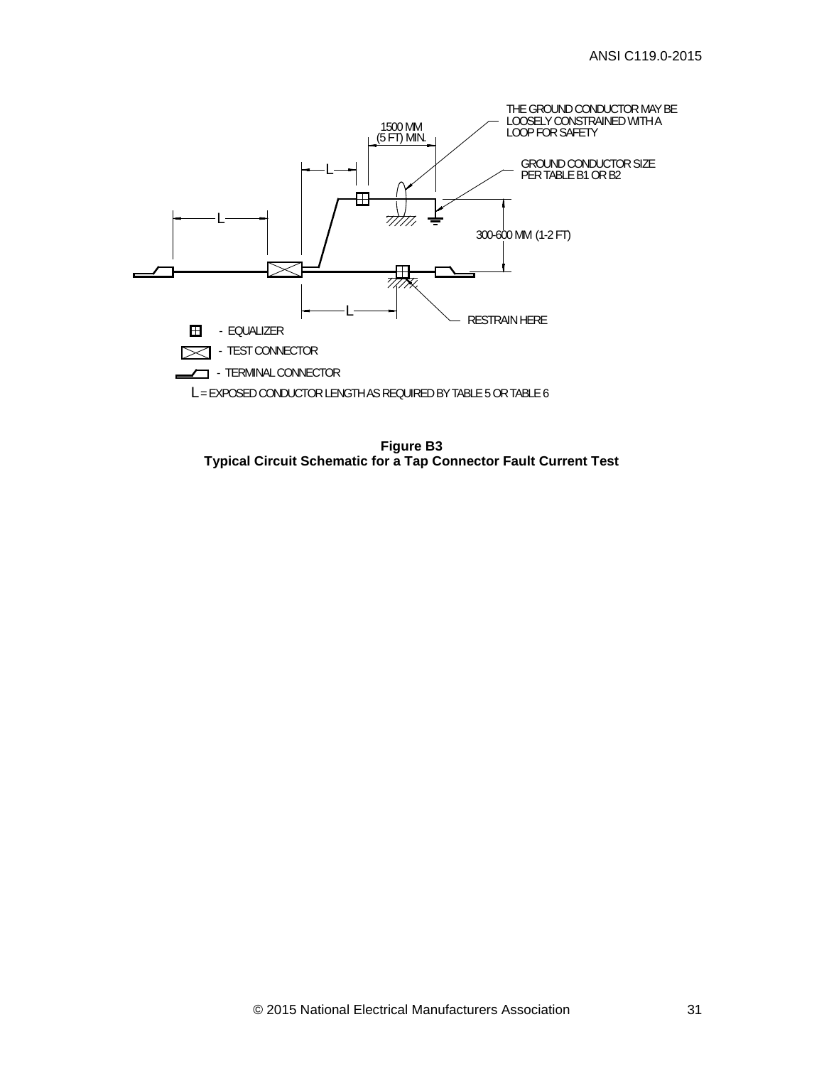THE GROUND CONDUCTOR MAY BE LOOSELY CONSTRAINED WITH A LOOP FOR SAFETY

1500 MM (5 FT) MIN.

GROUND CONDUCTOR SIZE PER TABLE B1 OR B2

L

L

300-600 MM (1-2 FT)

L

RESTRAIN HERE

- EQUALIZER
- TEST CONNECTOR
- TERMINAL CONNECTOR

L = EXPOSED CONDUCTOR LENGTH AS REQUIRED BY TABLE 5 OR TABLE 6

**Figure B3**
**Typical Circuit Schematic for a Tap Connector Fault Current Test**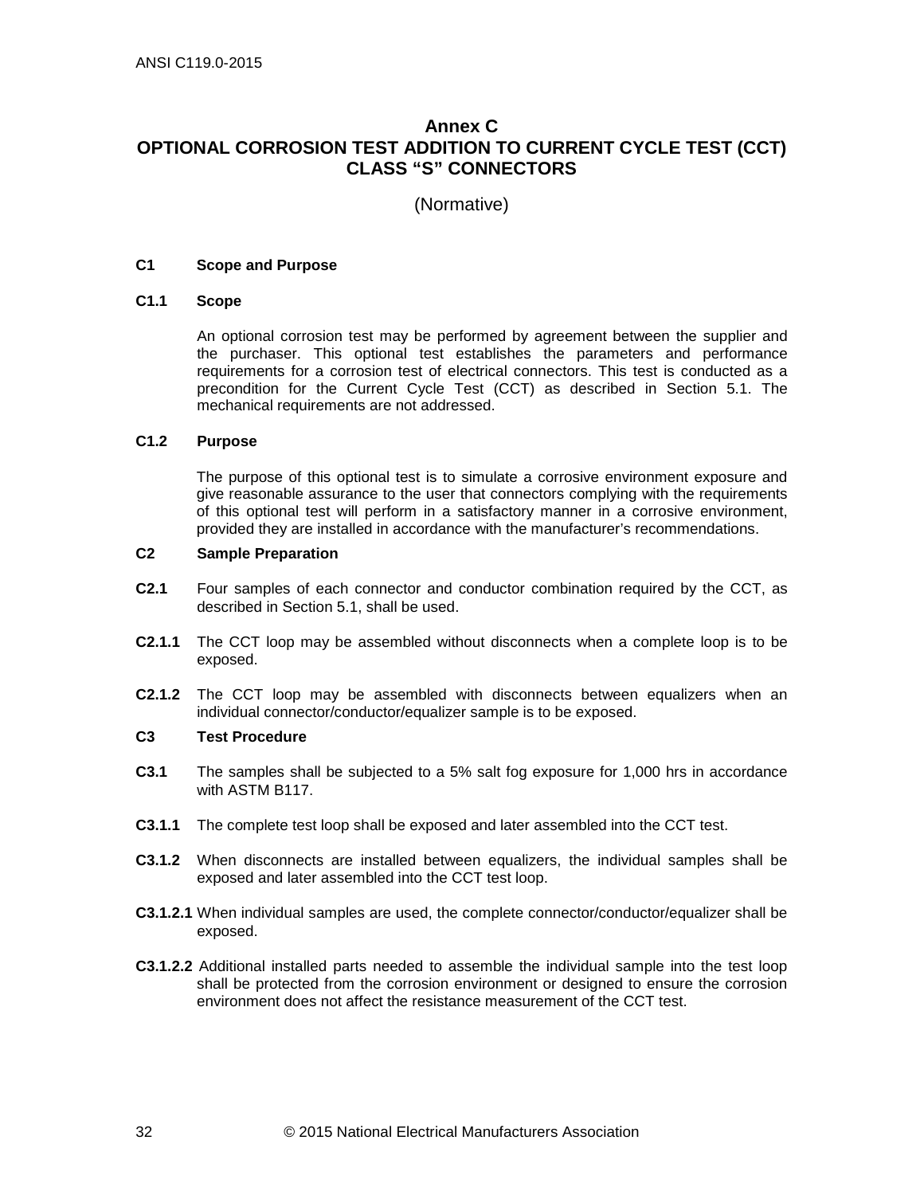# Annex C
# OPTIONAL CORROSION TEST ADDITION TO CURRENT CYCLE TEST (CCT) CLASS "S" CONNECTORS

(Normative)

## C1 Scope and Purpose

### C1.1 Scope

An optional corrosion test may be performed by agreement between the supplier and the purchaser. This optional test establishes the parameters and performance requirements for a corrosion test of electrical connectors. This test is conducted as a precondition for the Current Cycle Test (CCT) as described in Section 5.1. The mechanical requirements are not addressed.

### C1.2 Purpose

The purpose of this optional test is to simulate a corrosive environment exposure and give reasonable assurance to the user that connectors complying with the requirements of this optional test will perform in a satisfactory manner in a corrosive environment, provided they are installed in accordance with the manufacturer's recommendations.

## C2 Sample Preparation

**C2.1** Four samples of each connector and conductor combination required by the CCT, as described in Section 5.1, shall be used.

**C2.1.1** The CCT loop may be assembled without disconnects when a complete loop is to be exposed.

**C2.1.2** The CCT loop may be assembled with disconnects between equalizers when an individual connector/conductor/equalizer sample is to be exposed.

## C3 Test Procedure

**C3.1** The samples shall be subjected to a 5% salt fog exposure for 1,000 hrs in accordance with ASTM B117.

**C3.1.1** The complete test loop shall be exposed and later assembled into the CCT test.

**C3.1.2** When disconnects are installed between equalizers, the individual samples shall be exposed and later assembled into the CCT test loop.

**C3.1.2.1** When individual samples are used, the complete connector/conductor/equalizer shall be exposed.

**C3.1.2.2** Additional installed parts needed to assemble the individual sample into the test loop shall be protected from the corrosion environment or designed to ensure the corrosion environment does not affect the resistance measurement of the CCT test.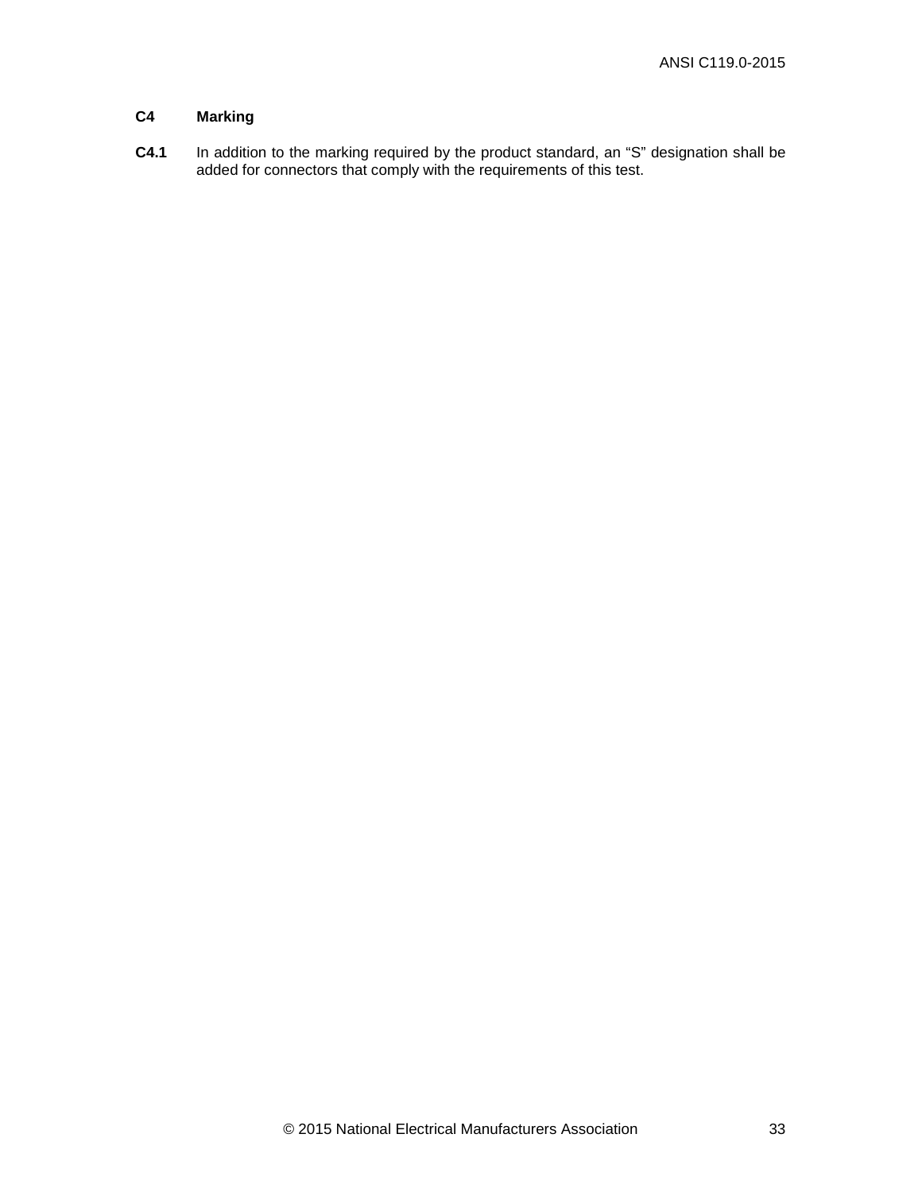## C4 Marking

**C4.1** In addition to the marking required by the product standard, an "S" designation shall be added for connectors that comply with the requirements of this test.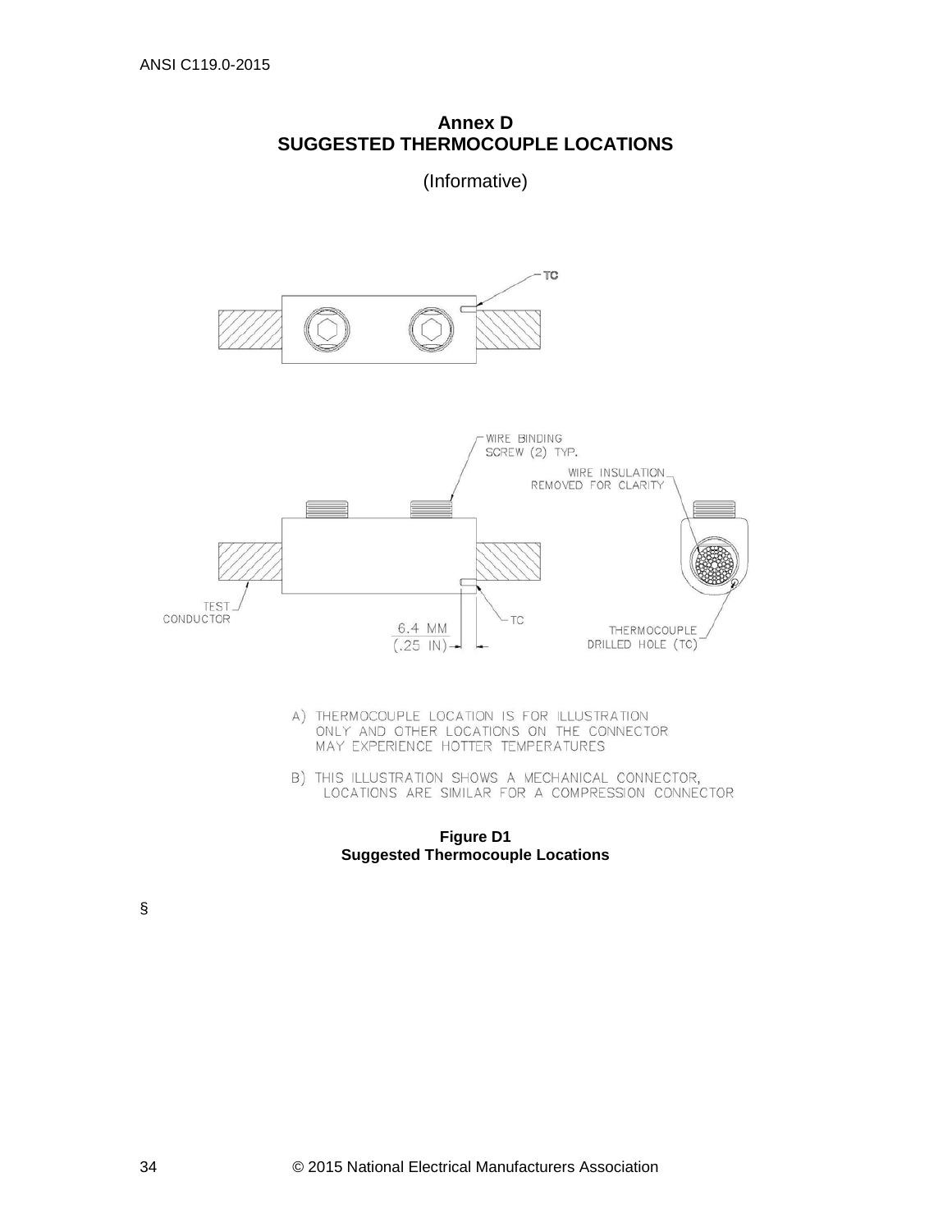# Annex D
# SUGGESTED THERMOCOUPLE LOCATIONS

(Informative)

TC

WIRE BINDING SCREW (2) TYP.

WIRE INSULATION REMOVED FOR CLARITY

TEST CONDUCTOR

TC

6.4 MM (.25 IN)

THERMOCOUPLE DRILLED HOLE (TC)

A) THERMOCOUPLE LOCATION IS FOR ILLUSTRATION ONLY AND OTHER LOCATIONS ON THE CONNECTOR MAY EXPERIENCE HOTTER TEMPERATURES

B) THIS ILLUSTRATION SHOWS A MECHANICAL CONNECTOR, LOCATIONS ARE SIMILAR FOR A COMPRESSION CONNECTOR

**Figure D1**
**Suggested Thermocouple Locations**

§